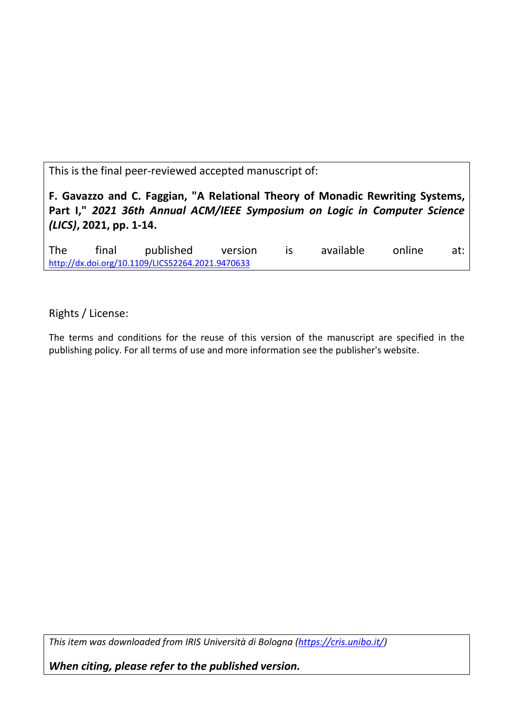This is the final peer-reviewed accepted manuscript of:

**F. Gavazzo and C. Faggian, "A Relational Theory of Monadic Rewriting Systems, Part I,"** ***2021 36th Annual ACM/IEEE Symposium on Logic in Computer Science (LICS)*****, 2021, pp. 1-14.**

The final published version is available online at: http://dx.doi.org/10.1109/LICS52264.2021.9470633

Rights / License:

The terms and conditions for the reuse of this version of the manuscript are specified in the publishing policy. For all terms of use and more information see the publisher's website.

*This item was downloaded from IRIS Università di Bologna (https://cris.unibo.it/)*

***When citing, please refer to the published version.***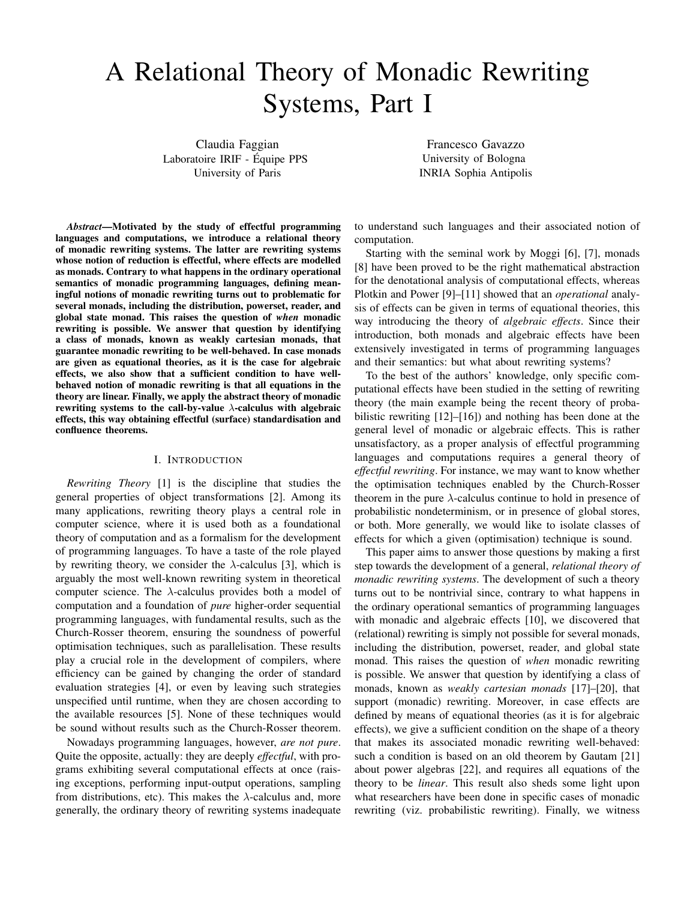# A Relational Theory of Monadic Rewriting Systems, Part I

Claudia Faggian
Laboratoire IRIF - Équipe PPS
University of Paris

Francesco Gavazzo
University of Bologna
INRIA Sophia Antipolis

***Abstract*—Motivated by the study of effectful programming languages and computations, we introduce a relational theory of monadic rewriting systems. The latter are rewriting systems whose notion of reduction is effectful, where effects are modelled as monads. Contrary to what happens in the ordinary operational semantics of monadic programming languages, defining meaningful notions of monadic rewriting turns out to problematic for several monads, including the distribution, powerset, reader, and global state monad. This raises the question of *when* monadic rewriting is possible. We answer that question by identifying a class of monads, known as weakly cartesian monads, that guarantee monadic rewriting to be well-behaved. In case monads are given as equational theories, as it is the case for algebraic effects, we also show that a sufficient condition to have well-behaved notion of monadic rewriting is that all equations in the theory are linear. Finally, we apply the abstract theory of monadic rewriting systems to the call-by-value $\lambda$-calculus with algebraic effects, this way obtaining effectful (surface) standardisation and confluence theorems.**

## I. Introduction

*Rewriting Theory* [1] is the discipline that studies the general properties of object transformations [2]. Among its many applications, rewriting theory plays a central role in computer science, where it is used both as a foundational theory of computation and as a formalism for the development of programming languages. To have a taste of the role played by rewriting theory, we consider the $\lambda$-calculus [3], which is arguably the most well-known rewriting system in theoretical computer science. The $\lambda$-calculus provides both a model of computation and a foundation of *pure* higher-order sequential programming languages, with fundamental results, such as the Church-Rosser theorem, ensuring the soundness of powerful optimisation techniques, such as parallelisation. These results play a crucial role in the development of compilers, where efficiency can be gained by changing the order of standard evaluation strategies [4], or even by leaving such strategies unspecified until runtime, when they are chosen according to the available resources [5]. None of these techniques would be sound without results such as the Church-Rosser theorem.

Nowadays programming languages, however, *are not pure*. Quite the opposite, actually: they are deeply *effectful*, with programs exhibiting several computational effects at once (raising exceptions, performing input-output operations, sampling from distributions, etc). This makes the $\lambda$-calculus and, more generally, the ordinary theory of rewriting systems inadequate to understand such languages and their associated notion of computation.

Starting with the seminal work by Moggi [6], [7], monads [8] have been proved to be the right mathematical abstraction for the denotational analysis of computational effects, whereas Plotkin and Power [9]–[11] showed that an *operational* analysis of effects can be given in terms of equational theories, this way introducing the theory of *algebraic effects*. Since their introduction, both monads and algebraic effects have been extensively investigated in terms of programming languages and their semantics: but what about rewriting systems?

To the best of the authors' knowledge, only specific computational effects have been studied in the setting of rewriting theory (the main example being the recent theory of probabilistic rewriting [12]–[16]) and nothing has been done at the general level of monadic or algebraic effects. This is rather unsatisfactory, as a proper analysis of effectful programming languages and computations requires a general theory of *effectful rewriting*. For instance, we may want to know whether the optimisation techniques enabled by the Church-Rosser theorem in the pure $\lambda$-calculus continue to hold in presence of probabilistic nondeterminism, or in presence of global stores, or both. More generally, we would like to isolate classes of effects for which a given (optimisation) technique is sound.

This paper aims to answer those questions by making a first step towards the development of a general, *relational theory of monadic rewriting systems*. The development of such a theory turns out to be nontrivial since, contrary to what happens in the ordinary operational semantics of programming languages with monadic and algebraic effects [10], we discovered that (relational) rewriting is simply not possible for several monads, including the distribution, powerset, reader, and global state monad. This raises the question of *when* monadic rewriting is possible. We answer that question by identifying a class of monads, known as *weakly cartesian monads* [17]–[20], that support (monadic) rewriting. Moreover, in case effects are defined by means of equational theories (as it is for algebraic effects), we give a sufficient condition on the shape of a theory that makes its associated monadic rewriting well-behaved: such a condition is based on an old theorem by Gautam [21] about power algebras [22], and requires all equations of the theory to be *linear*. This result also sheds some light upon what researchers have been done in specific cases of monadic rewriting (viz. probabilistic rewriting). Finally, we witness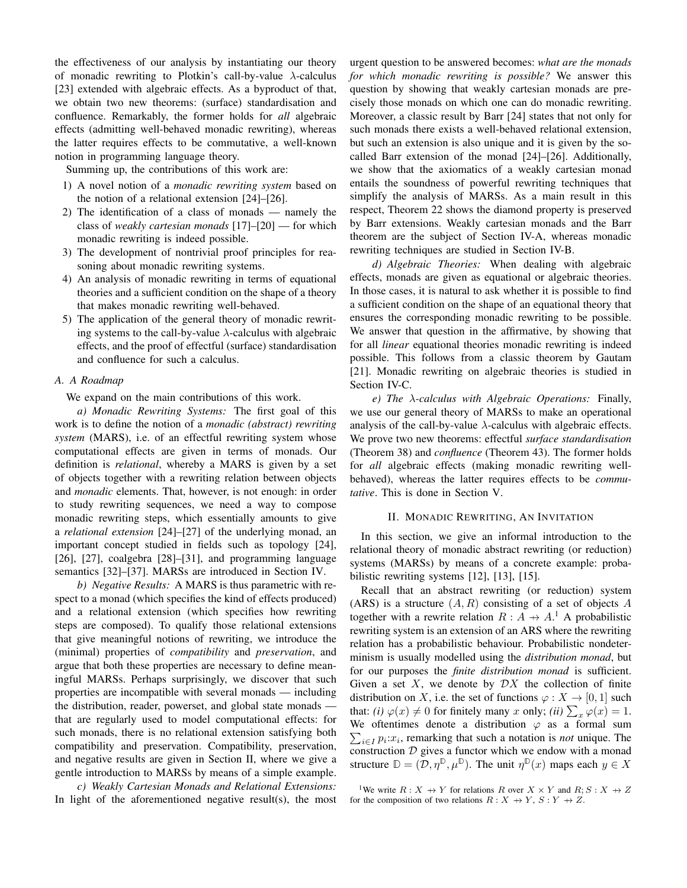the effectiveness of our analysis by instantiating our theory of monadic rewriting to Plotkin's call-by-value $\lambda$-calculus [23] extended with algebraic effects. As a byproduct of that, we obtain two new theorems: (surface) standardisation and confluence. Remarkably, the former holds for *all* algebraic effects (admitting well-behaved monadic rewriting), whereas the latter requires effects to be commutative, a well-known notion in programming language theory.

Summing up, the contributions of this work are:

1) A novel notion of a *monadic rewriting system* based on the notion of a relational extension [24]–[26].
2) The identification of a class of monads — namely the class of *weakly cartesian monads* [17]–[20] — for which monadic rewriting is indeed possible.
3) The development of nontrivial proof principles for reasoning about monadic rewriting systems.
4) An analysis of monadic rewriting in terms of equational theories and a sufficient condition on the shape of a theory that makes monadic rewriting well-behaved.
5) The application of the general theory of monadic rewriting systems to the call-by-value $\lambda$-calculus with algebraic effects, and the proof of effectful (surface) standardisation and confluence for such a calculus.

### A. A Roadmap

We expand on the main contributions of this work.

*a) Monadic Rewriting Systems:* The first goal of this work is to define the notion of a *monadic (abstract) rewriting system* (MARS), i.e. of an effectful rewriting system whose computational effects are given in terms of monads. Our definition is *relational*, whereby a MARS is given by a set of objects together with a rewriting relation between objects and *monadic* elements. That, however, is not enough: in order to study rewriting sequences, we need a way to compose monadic rewriting steps, which essentially amounts to give a *relational extension* [24]–[27] of the underlying monad, an important concept studied in fields such as topology [24], [26], [27], coalgebra [28]–[31], and programming language semantics [32]–[37]. MARSs are introduced in Section IV.

*b) Negative Results:* A MARS is thus parametric with respect to a monad (which specifies the kind of effects produced) and a relational extension (which specifies how rewriting steps are composed). To qualify those relational extensions that give meaningful notions of rewriting, we introduce the (minimal) properties of *compatibility* and *preservation*, and argue that both these properties are necessary to define meaningful MARSs. Perhaps surprisingly, we discover that such properties are incompatible with several monads — including the distribution, reader, powerset, and global state monads — that are regularly used to model computational effects: for such monads, there is no relational extension satisfying both compatibility and preservation. Compatibility, preservation, and negative results are given in Section II, where we give a gentle introduction to MARSs by means of a simple example.

*c) Weakly Cartesian Monads and Relational Extensions:* In light of the aforementioned negative result(s), the most urgent question to be answered becomes: *what are the monads for which monadic rewriting is possible?* We answer this question by showing that weakly cartesian monads are precisely those monads on which one can do monadic rewriting. Moreover, a classic result by Barr [24] states that not only for such monads there exists a well-behaved relational extension, but such an extension is also unique and it is given by the so-called Barr extension of the monad [24]–[26]. Additionally, we show that the axiomatics of a weakly cartesian monad entails the soundness of powerful rewriting techniques that simplify the analysis of MARSs. As a main result in this respect, Theorem 22 shows the diamond property is preserved by Barr extensions. Weakly cartesian monads and the Barr theorem are the subject of Section IV-A, whereas monadic rewriting techniques are studied in Section IV-B.

*d) Algebraic Theories:* When dealing with algebraic effects, monads are given as equational or algebraic theories. In those cases, it is natural to ask whether it is possible to find a sufficient condition on the shape of an equational theory that ensures the corresponding monadic rewriting to be possible. We answer that question in the affirmative, by showing that for all *linear* equational theories monadic rewriting is indeed possible. This follows from a classic theorem by Gautam [21]. Monadic rewriting on algebraic theories is studied in Section IV-C.

*e) The $\lambda$-calculus with Algebraic Operations:* Finally, we use our general theory of MARSs to make an operational analysis of the call-by-value $\lambda$-calculus with algebraic effects. We prove two new theorems: effectful *surface standardisation* (Theorem 38) and *confluence* (Theorem 43). The former holds for *all* algebraic effects (making monadic rewriting well-behaved), whereas the latter requires effects to be *commutative*. This is done in Section V.

## II. Monadic Rewriting, An Invitation

In this section, we give an informal introduction to the relational theory of monadic abstract rewriting (or reduction) systems (MARSs) by means of a concrete example: probabilistic rewriting systems [12], [13], [15].

Recall that an abstract rewriting (or reduction) system (ARS) is a structure $(A, R)$ consisting of a set of objects $A$ together with a rewrite relation $R : A \nrightarrow A$.[1] A probabilistic rewriting system is an extension of an ARS where the rewriting relation has a probabilistic behaviour. Probabilistic nondeterminism is usually modelled using the *distribution monad*, but for our purposes the *finite distribution monad* is sufficient. Given a set $X$, we denote by $\mathcal{D}X$ the collection of finite distribution on $X$, i.e. the set of functions $\varphi : X \to [0, 1]$ such that: *(i)* $\varphi(x) \neq 0$ for finitely many $x$ only; *(ii)* $\sum_x \varphi(x) = 1$. We oftentimes denote a distribution $\varphi$ as a formal sum $\sum_{i \in I} p_i{:}x_i$, remarking that such a notation is *not* unique. The construction $\mathcal{D}$ gives a functor which we endow with a monad structure $\mathbb{D} = (\mathcal{D}, \eta^{\mathbb{D}}, \mu^{\mathbb{D}})$. The unit $\eta^{\mathbb{D}}(x)$ maps each $y \in X$

[1] We write $R : X \nrightarrow Y$ for relations $R$ over $X \times Y$ and $R; S : X \nrightarrow Z$ for the composition of two relations $R : X \nrightarrow Y$, $S : Y \nrightarrow Z$.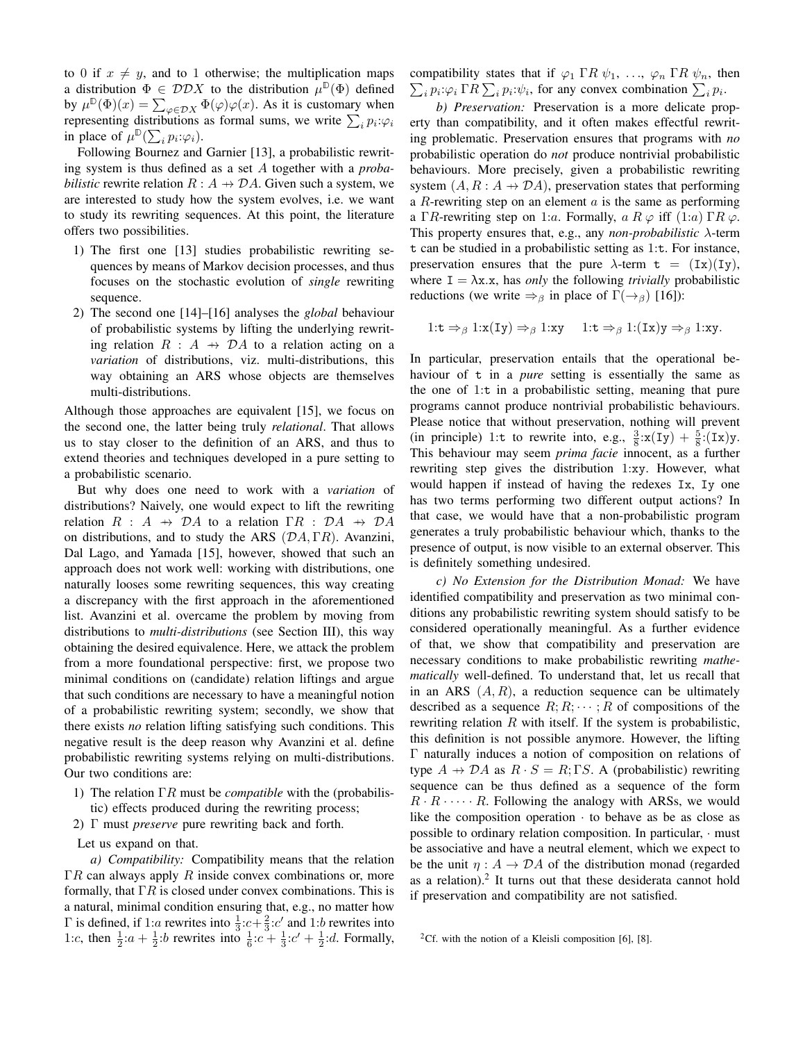to 0 if $x \neq y$, and to 1 otherwise; the multiplication maps a distribution $\Phi \in \mathcal{DD}X$ to the distribution $\mu^{\mathbb{D}}(\Phi)$ defined by $\mu^{\mathbb{D}}(\Phi)(x) = \sum_{\varphi \in \mathcal{D}X} \Phi(\varphi)\varphi(x)$. As it is customary when representing distributions as formal sums, we write $\sum_i p_i{:}\varphi_i$ in place of $\mu^{\mathbb{D}}(\sum_i p_i{:}\varphi_i)$.

Following Bournez and Garnier [13], a probabilistic rewriting system is thus defined as a set $A$ together with a *probabilistic* rewrite relation $R : A \nrightarrow \mathcal{D}A$. Given such a system, we are interested to study how the system evolves, i.e. we want to study its rewriting sequences. At this point, the literature offers two possibilities.

1) The first one [13] studies probabilistic rewriting sequences by means of Markov decision processes, and thus focuses on the stochastic evolution of *single* rewriting sequence.
2) The second one [14]–[16] analyses the *global* behaviour of probabilistic systems by lifting the underlying rewriting relation $R : A \nrightarrow \mathcal{D}A$ to a relation acting on a *variation* of distributions, viz. multi-distributions, this way obtaining an ARS whose objects are themselves multi-distributions.

Although those approaches are equivalent [15], we focus on the second one, the latter being truly *relational*. That allows us to stay closer to the definition of an ARS, and thus to extend theories and techniques developed in a pure setting to a probabilistic scenario.

But why does one need to work with a *variation* of distributions? Naively, one would expect to lift the rewriting relation $R : A \nrightarrow \mathcal{D}A$ to a relation $\Gamma R : \mathcal{D}A \nrightarrow \mathcal{D}A$ on distributions, and to study the ARS $(\mathcal{D}A, \Gamma R)$. Avanzini, Dal Lago, and Yamada [15], however, showed that such an approach does not work well: working with distributions, one naturally looses some rewriting sequences, this way creating a discrepancy with the first approach in the aforementioned list. Avanzini et al. overcame the problem by moving from distributions to *multi-distributions* (see Section III), this way obtaining the desired equivalence. Here, we attack the problem from a more foundational perspective: first, we propose two minimal conditions on (candidate) relation liftings and argue that such conditions are necessary to have a meaningful notion of a probabilistic rewriting system; secondly, we show that there exists *no* relation lifting satisfying such conditions. This negative result is the deep reason why Avanzini et al. define probabilistic rewriting systems relying on multi-distributions. Our two conditions are:

1) The relation $\Gamma R$ must be *compatible* with the (probabilistic) effects produced during the rewriting process;
2) $\Gamma$ must *preserve* pure rewriting back and forth.

Let us expand on that.

*a) Compatibility:* Compatibility means that the relation $\Gamma R$ can always apply $R$ inside convex combinations or, more formally, that $\Gamma R$ is closed under convex combinations. This is a natural, minimal condition ensuring that, e.g., no matter how $\Gamma$ is defined, if $1{:}a$ rewrites into $\frac{1}{3}{:}c + \frac{2}{3}{:}c'$ and $1{:}b$ rewrites into $1{:}c$, then $\frac{1}{2}{:}a + \frac{1}{2}{:}b$ rewrites into $\frac{1}{6}{:}c + \frac{1}{3}{:}c' + \frac{1}{2}{:}d$. Formally, compatibility states that if $\varphi_1 \; \Gamma R \; \psi_1, \ldots, \varphi_n \; \Gamma R \; \psi_n$, then $\sum_i p_i{:}\varphi_i \; \Gamma R \sum_i p_i{:}\psi_i$, for any convex combination $\sum_i p_i$.

*b) Preservation:* Preservation is a more delicate property than compatibility, and it often makes effectful rewriting problematic. Preservation ensures that programs with *no* probabilistic operation do *not* produce nontrivial probabilistic behaviours. More precisely, given a probabilistic rewriting system $(A, R : A \nrightarrow \mathcal{D}A)$, preservation states that performing a $R$-rewriting step on an element $a$ is the same as performing a $\Gamma R$-rewriting step on $1{:}a$. Formally, $a \; R \; \varphi$ iff $(1{:}a) \; \Gamma R \; \varphi$. This property ensures that, e.g., any *non-probabilistic* $\lambda$-term `t` can be studied in a probabilistic setting as $1{:}$`t`. For instance, preservation ensures that the pure $\lambda$-term `t = (Ix)(Iy)`, where `I = λx.x`, has *only* the following *trivially* probabilistic reductions (we write $\Rightarrow_\beta$ in place of $\Gamma(\rightarrow_\beta)$ [16]):

$$1{:}\mathtt{t} \Rightarrow_\beta 1{:}\mathtt{x(Iy)} \Rightarrow_\beta 1{:}\mathtt{xy} \qquad 1{:}\mathtt{t} \Rightarrow_\beta 1{:}\mathtt{(Ix)y} \Rightarrow_\beta 1{:}\mathtt{xy}.$$

In particular, preservation entails that the operational behaviour of `t` in a *pure* setting is essentially the same as the one of $1{:}$`t` in a probabilistic setting, meaning that pure programs cannot produce nontrivial probabilistic behaviours. Please notice that without preservation, nothing will prevent (in principle) $1{:}$`t` to rewrite into, e.g., $\frac{3}{8}{:}\mathtt{x(Iy)} + \frac{5}{8}{:}\mathtt{(Ix)y}$. This behaviour may seem *prima facie* innocent, as a further rewriting step gives the distribution $1{:}$`xy`. However, what would happen if instead of having the redexes `Ix`, `Iy` one has two terms performing two different output actions? In that case, we would have that a non-probabilistic program generates a truly probabilistic behaviour which, thanks to the presence of output, is now visible to an external observer. This is definitely something undesired.

*c) No Extension for the Distribution Monad:* We have identified compatibility and preservation as two minimal conditions any probabilistic rewriting system should satisfy to be considered operationally meaningful. As a further evidence of that, we show that compatibility and preservation are necessary conditions to make probabilistic rewriting *mathematically* well-defined. To understand that, let us recall that in an ARS $(A, R)$, a reduction sequence can be ultimately described as a sequence $R; R; \cdots; R$ of compositions of the rewriting relation $R$ with itself. If the system is probabilistic, this definition is not possible anymore. However, the lifting $\Gamma$ naturally induces a notion of composition on relations of type $A \nrightarrow \mathcal{D}A$ as $R \cdot S = R; \Gamma S$. A (probabilistic) rewriting sequence can be thus defined as a sequence of the form $R \cdot R \cdot \cdots \cdot R$. Following the analogy with ARSs, we would like the composition operation $\cdot$ to behave as be as close as possible to ordinary relation composition. In particular, $\cdot$ must be associative and have a neutral element, which we expect to be the unit $\eta : A \to \mathcal{D}A$ of the distribution monad (regarded as a relation).[2] It turns out that these desiderata cannot hold if preservation and compatibility are not satisfied.

[2] Cf. with the notion of a Kleisli composition [6], [8].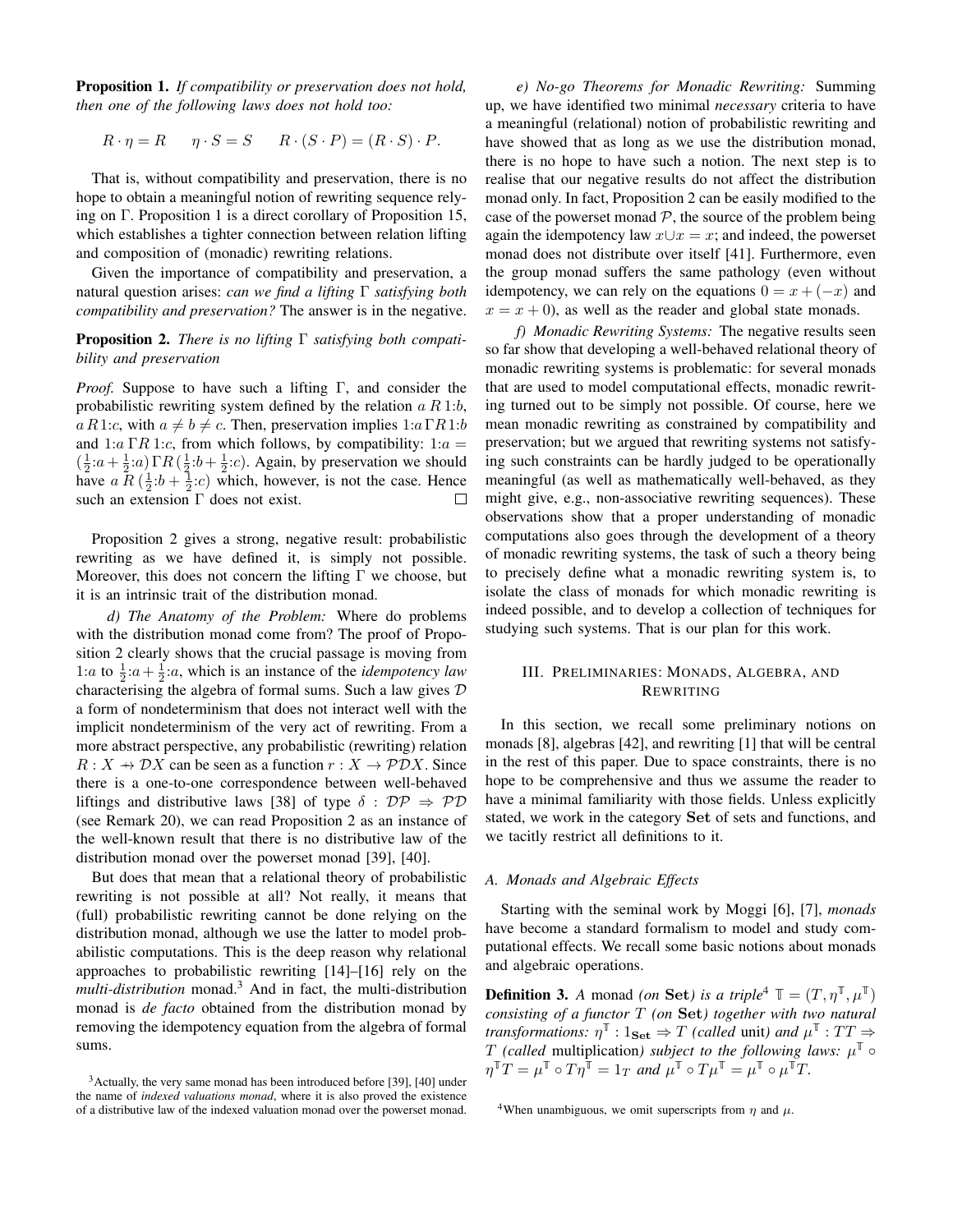**Proposition 1.** *If compatibility or preservation does not hold, then one of the following laws does not hold too:*

$$R \cdot \eta = R \qquad \eta \cdot S = S \qquad R \cdot (S \cdot P) = (R \cdot S) \cdot P.$$

That is, without compatibility and preservation, there is no hope to obtain a meaningful notion of rewriting sequence relying on $\Gamma$. Proposition 1 is a direct corollary of Proposition 15, which establishes a tighter connection between relation lifting and composition of (monadic) rewriting relations.

Given the importance of compatibility and preservation, a natural question arises: *can we find a lifting $\Gamma$ satisfying both compatibility and preservation?* The answer is in the negative.

**Proposition 2.** *There is no lifting $\Gamma$ satisfying both compatibility and preservation*

*Proof.* Suppose to have such a lifting $\Gamma$, and consider the probabilistic rewriting system defined by the relation $a\, R\, 1{:}b$, $a\, R\, 1{:}c$, with $a \neq b \neq c$. Then, preservation implies $1{:}a\, \Gamma R\, 1{:}b$ and $1{:}a\, \Gamma R\, 1{:}c$, from which follows, by compatibility: $1{:}a = (\frac{1}{2}{:}a + \frac{1}{2}{:}a)\, \Gamma R\, (\frac{1}{2}{:}b + \frac{1}{2}{:}c)$. Again, by preservation we should have $a\, R\, (\frac{1}{2}{:}b + \frac{1}{2}{:}c)$ which, however, is not the case. Hence such an extension $\Gamma$ does not exist. □

Proposition 2 gives a strong, negative result: probabilistic rewriting as we have defined it, is simply not possible. Moreover, this does not concern the lifting $\Gamma$ we choose, but it is an intrinsic trait of the distribution monad.

*d) The Anatomy of the Problem:* Where do problems with the distribution monad come from? The proof of Proposition 2 clearly shows that the crucial passage is moving from $1{:}a$ to $\frac{1}{2}{:}a + \frac{1}{2}{:}a$, which is an instance of the *idempotency law* characterising the algebra of formal sums. Such a law gives $\mathcal{D}$ a form of nondeterminism that does not interact well with the implicit nondeterminism of the very act of rewriting. From a more abstract perspective, any probabilistic (rewriting) relation $R : X \nrightarrow \mathcal{D}X$ can be seen as a function $r : X \to \mathcal{PD}X$. Since there is a one-to-one correspondence between well-behaved liftings and distributive laws [38] of type $\delta : \mathcal{DP} \Rightarrow \mathcal{PD}$ (see Remark 20), we can read Proposition 2 as an instance of the well-known result that there is no distributive law of the distribution monad over the powerset monad [39], [40].

But does that mean that a relational theory of probabilistic rewriting is not possible at all? Not really, it means that (full) probabilistic rewriting cannot be done relying on the distribution monad, although we use the latter to model probabilistic computations. This is the deep reason why relational approaches to probabilistic rewriting [14]–[16] rely on the *multi-distribution* monad.[3] And in fact, the multi-distribution monad is *de facto* obtained from the distribution monad by removing the idempotency equation from the algebra of formal sums.

[3] Actually, the very same monad has been introduced before [39], [40] under the name of *indexed valuations monad*, where it is also proved the existence of a distributive law of the indexed valuation monad over the powerset monad.

*e) No-go Theorems for Monadic Rewriting:* Summing up, we have identified two minimal *necessary* criteria to have a meaningful (relational) notion of probabilistic rewriting and have showed that as long as we use the distribution monad, there is no hope to have such a notion. The next step is to realise that our negative results do not affect the distribution monad only. In fact, Proposition 2 can be easily modified to the case of the powerset monad $\mathcal{P}$, the source of the problem being again the idempotency law $x \cup x = x$; and indeed, the powerset monad does not distribute over itself [41]. Furthermore, even the group monad suffers the same pathology (even without idempotency, we can rely on the equations $0 = x + (-x)$ and $x = x + 0$), as well as the reader and global state monads.

*f) Monadic Rewriting Systems:* The negative results seen so far show that developing a well-behaved relational theory of monadic rewriting systems is problematic: for several monads that are used to model computational effects, monadic rewriting turned out to be simply not possible. Of course, here we mean monadic rewriting as constrained by compatibility and preservation; but we argued that rewriting systems not satisfying such constraints can be hardly judged to be operationally meaningful (as well as mathematically well-behaved, as they might give, e.g., non-associative rewriting sequences). These observations show that a proper understanding of monadic computations also goes through the development of a theory of monadic rewriting systems, the task of such a theory being to precisely define what a monadic rewriting system is, to isolate the class of monads for which monadic rewriting is indeed possible, and to develop a collection of techniques for studying such systems. That is our plan for this work.

## III. Preliminaries: Monads, Algebra, and Rewriting

In this section, we recall some preliminary notions on monads [8], algebras [42], and rewriting [1] that will be central in the rest of this paper. Due to space constraints, there is no hope to be comprehensive and thus we assume the reader to have a minimal familiarity with those fields. Unless explicitly stated, we work in the category $\mathbf{Set}$ of sets and functions, and we tacitly restrict all definitions to it.

### A. Monads and Algebraic Effects

Starting with the seminal work by Moggi [6], [7], *monads* have become a standard formalism to model and study computational effects. We recall some basic notions about monads and algebraic operations.

**Definition 3.** *A* monad *(on $\mathbf{Set}$) is a triple*[4] $\mathbb{T} = (T, \eta^{\mathbb{T}}, \mu^{\mathbb{T}})$ *consisting of a functor $T$ (on $\mathbf{Set}$) together with two natural transformations: $\eta^{\mathbb{T}} : 1_{\mathbf{Set}} \Rightarrow T$ (called* unit*) and $\mu^{\mathbb{T}} : TT \Rightarrow T$ (called* multiplication*) subject to the following laws: $\mu^{\mathbb{T}} \circ \eta^{\mathbb{T}}T = \mu^{\mathbb{T}} \circ T\eta^{\mathbb{T}} = 1_T$ and $\mu^{\mathbb{T}} \circ T\mu^{\mathbb{T}} = \mu^{\mathbb{T}} \circ \mu^{\mathbb{T}}T$.*

[4] When unambiguous, we omit superscripts from $\eta$ and $\mu$.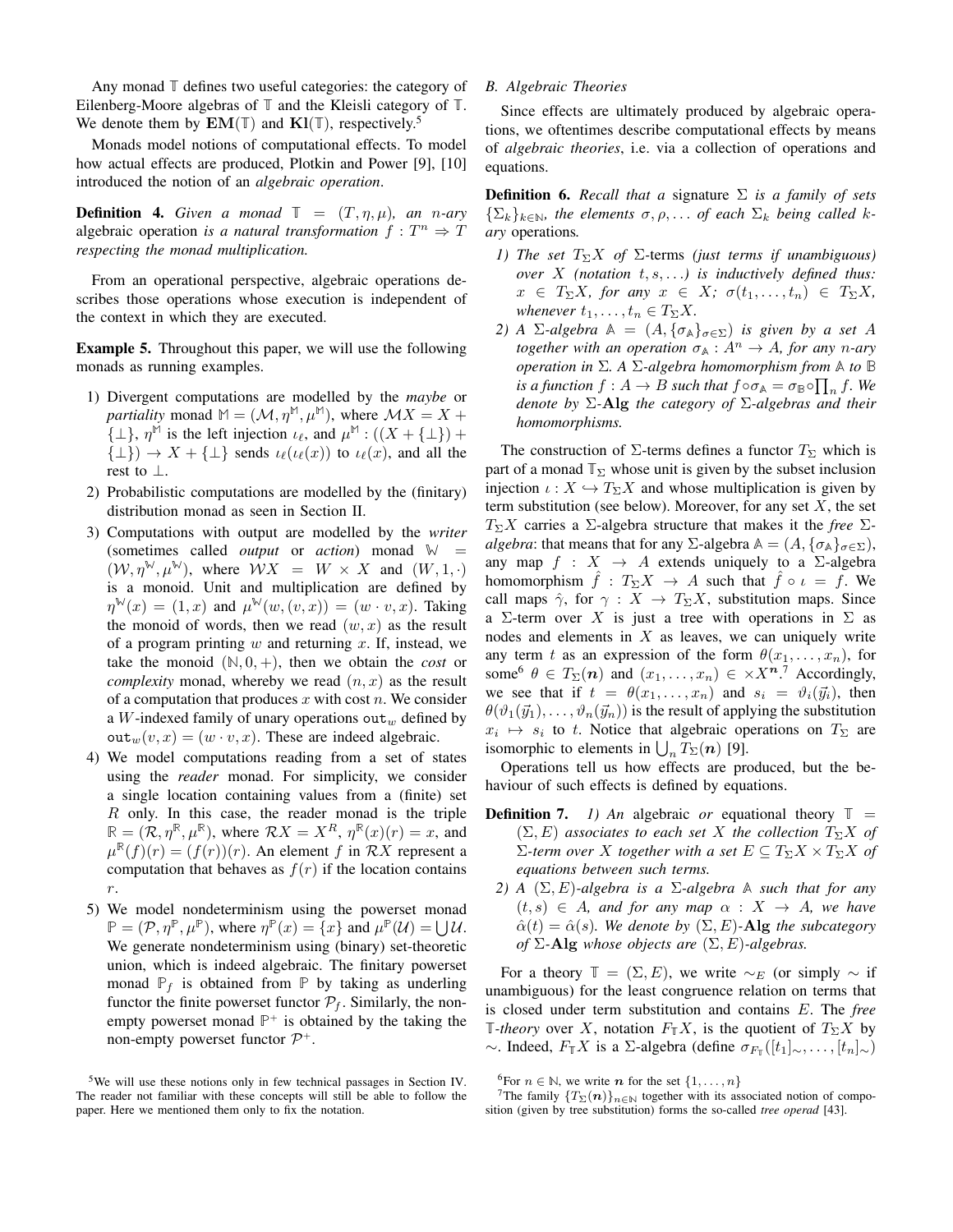Any monad $\mathbb{T}$ defines two useful categories: the category of Eilenberg-Moore algebras of $\mathbb{T}$ and the Kleisli category of $\mathbb{T}$. We denote them by $\mathbf{EM}(\mathbb{T})$ and $\mathbf{Kl}(\mathbb{T})$, respectively.[5]

Monads model notions of computational effects. To model how actual effects are produced, Plotkin and Power [9], [10] introduced the notion of an *algebraic operation*.

**Definition 4.** *Given a monad $\mathbb{T} = (T, \eta, \mu)$, an $n$-ary* algebraic operation *is a natural transformation $f : T^n \Rightarrow T$ respecting the monad multiplication.*

From an operational perspective, algebraic operations describes those operations whose execution is independent of the context in which they are executed.

**Example 5.** Throughout this paper, we will use the following monads as running examples.

1) Divergent computations are modelled by the *maybe* or *partiality* monad $\mathbb{M} = (\mathcal{M}, \eta^{\mathbb{M}}, \mu^{\mathbb{M}})$, where $\mathcal{M}X = X + \{\bot\}$, $\eta^{\mathbb{M}}$ is the left injection $\iota_\ell$, and $\mu^{\mathbb{M}} : ((X + \{\bot\}) + \{\bot\}) \to X + \{\bot\}$ sends $\iota_\ell(\iota_\ell(x))$ to $\iota_\ell(x)$, and all the rest to $\bot$.
2) Probabilistic computations are modelled by the (finitary) distribution monad as seen in Section II.
3) Computations with output are modelled by the *writer* (sometimes called *output* or *action*) monad $\mathbb{W} = (\mathcal{W}, \eta^{\mathbb{W}}, \mu^{\mathbb{W}})$, where $\mathcal{W}X = W \times X$ and $(W, 1, \cdot)$ is a monoid. Unit and multiplication are defined by $\eta^{\mathbb{W}}(x) = (1, x)$ and $\mu^{\mathbb{W}}(w, (v, x)) = (w \cdot v, x)$. Taking the monoid of words, then we read $(w, x)$ as the result of a program printing $w$ and returning $x$. If, instead, we take the monoid $(\mathbb{N}, 0, +)$, then we obtain the *cost* or *complexity* monad, whereby we read $(n, x)$ as the result of a computation that produces $x$ with cost $n$. We consider a $W$-indexed family of unary operations $\mathtt{out}_w$ defined by $\mathtt{out}_w(v, x) = (w \cdot v, x)$. These are indeed algebraic.
4) We model computations reading from a set of states using the *reader* monad. For simplicity, we consider a single location containing values from a (finite) set $R$ only. In this case, the reader monad is the triple $\mathbb{R} = (\mathcal{R}, \eta^{\mathbb{R}}, \mu^{\mathbb{R}})$, where $\mathcal{R}X = X^R$, $\eta^{\mathbb{R}}(x)(r) = x$, and $\mu^{\mathbb{R}}(f)(r) = (f(r))(r)$. An element $f$ in $\mathcal{R}X$ represent a computation that behaves as $f(r)$ if the location contains $r$.
5) We model nondeterminism using the powerset monad $\mathbb{P} = (\mathcal{P}, \eta^{\mathbb{P}}, \mu^{\mathbb{P}})$, where $\eta^{\mathbb{P}}(x) = \{x\}$ and $\mu^{\mathbb{P}}(\mathcal{U}) = \bigcup \mathcal{U}$. We generate nondeterminism using (binary) set-theoretic union, which is indeed algebraic. The finitary powerset monad $\mathbb{P}_f$ is obtained from $\mathbb{P}$ by taking as underling functor the finite powerset functor $\mathcal{P}_f$. Similarly, the non-empty powerset monad $\mathbb{P}^+$ is obtained by the taking the non-empty powerset functor $\mathcal{P}^+$.

### B. Algebraic Theories

Since effects are ultimately produced by algebraic operations, we oftentimes describe computational effects by means of *algebraic theories*, i.e. via a collection of operations and equations.

**Definition 6.** *Recall that a* signature *$\Sigma$ is a family of sets $\{\Sigma_k\}_{k \in \mathbb{N}}$, the elements $\sigma, \rho, \ldots$ of each $\Sigma_k$ being called $k$-ary* operations*.*

1) *The set $T_\Sigma X$ of $\Sigma$-terms (just terms if unambiguous) over $X$ (notation $t, s, \ldots$) is inductively defined thus: $x \in T_\Sigma X$, for any $x \in X$; $\sigma(t_1, \ldots, t_n) \in T_\Sigma X$, whenever $t_1, \ldots, t_n \in T_\Sigma X$.*
2) *A $\Sigma$-algebra $\mathbb{A} = (A, \{\sigma_{\mathbb{A}}\}_{\sigma \in \Sigma})$ is given by a set $A$ together with an operation $\sigma_{\mathbb{A}} : A^n \to A$, for any $n$-ary operation in $\Sigma$. A $\Sigma$-algebra homomorphism from $\mathbb{A}$ to $\mathbb{B}$ is a function $f : A \to B$ such that $f \circ \sigma_{\mathbb{A}} = \sigma_{\mathbb{B}} \circ \prod_n f$. We denote by $\Sigma$-$\mathbf{Alg}$ the category of $\Sigma$-algebras and their homomorphisms.*

The construction of $\Sigma$-terms defines a functor $T_\Sigma$ which is part of a monad $\mathbb{T}_\Sigma$ whose unit is given by the subset inclusion injection $\iota : X \hookrightarrow T_\Sigma X$ and whose multiplication is given by term substitution (see below). Moreover, for any set $X$, the set $T_\Sigma X$ carries a $\Sigma$-algebra structure that makes it the *free $\Sigma$-algebra*: that means that for any $\Sigma$-algebra $\mathbb{A} = (A, \{\sigma_{\mathbb{A}}\}_{\sigma \in \Sigma})$, any map $f : X \to A$ extends uniquely to a $\Sigma$-algebra homomorphism $\hat{f} : T_\Sigma X \to A$ such that $\hat{f} \circ \iota = f$. We call maps $\hat{\gamma}$, for $\gamma : X \to T_\Sigma X$, substitution maps. Since a $\Sigma$-term over $X$ is just a tree with operations in $\Sigma$ as nodes and elements in $X$ as leaves, we can uniquely write any term $t$ as an expression of the form $\theta(x_1, \ldots, x_n)$, for some[6] $\theta \in T_\Sigma(\boldsymbol{n})$ and $(x_1, \ldots, x_n) \in \times X^{\boldsymbol{n}}$.[7] Accordingly, we see that if $t = \theta(x_1, \ldots, x_n)$ and $s_i = \vartheta_i(\vec{y}_i)$, then $\theta(\vartheta_1(\vec{y}_1), \ldots, \vartheta_n(\vec{y}_n))$ is the result of applying the substitution $x_i \mapsto s_i$ to $t$. Notice that algebraic operations on $T_\Sigma$ are isomorphic to elements in $\bigcup_n T_\Sigma(\boldsymbol{n})$ [9].

Operations tell us how effects are produced, but the behaviour of such effects is defined by equations.

**Definition 7.** *1) An* algebraic *or* equational theory *$\mathbb{T} = (\Sigma, E)$ associates to each set $X$ the collection $T_\Sigma X$ of $\Sigma$-term over $X$ together with a set $E \subseteq T_\Sigma X \times T_\Sigma X$ of equations between such terms.*
*2) A $(\Sigma, E)$-algebra is a $\Sigma$-algebra $\mathbb{A}$ such that for any $(t, s) \in A$, and for any map $\alpha : X \to A$, we have $\hat{\alpha}(t) = \hat{\alpha}(s)$. We denote by $(\Sigma, E)$-$\mathbf{Alg}$ the subcategory of $\Sigma$-$\mathbf{Alg}$ whose objects are $(\Sigma, E)$-algebras.*

For a theory $\mathbb{T} = (\Sigma, E)$, we write $\sim_E$ (or simply $\sim$ if unambiguous) for the least congruence relation on terms that is closed under term substitution and contains $E$. The *free $\mathbb{T}$-theory* over $X$, notation $F_{\mathbb{T}} X$, is the quotient of $T_\Sigma X$ by $\sim$. Indeed, $F_{\mathbb{T}} X$ is a $\Sigma$-algebra (define $\sigma_{F_{\mathbb{T}}}([t_1]_\sim, \ldots, [t_n]_\sim)$

[5] We will use these notions only in few technical passages in Section IV. The reader not familiar with these concepts will still be able to follow the paper. Here we mentioned them only to fix the notation.

[6] For $n \in \mathbb{N}$, we write $\boldsymbol{n}$ for the set $\{1, \ldots, n\}$

[7] The family $\{T_\Sigma(\boldsymbol{n})\}_{n \in \mathbb{N}}$ together with its associated notion of composition (given by tree substitution) forms the so-called *tree operad* [43].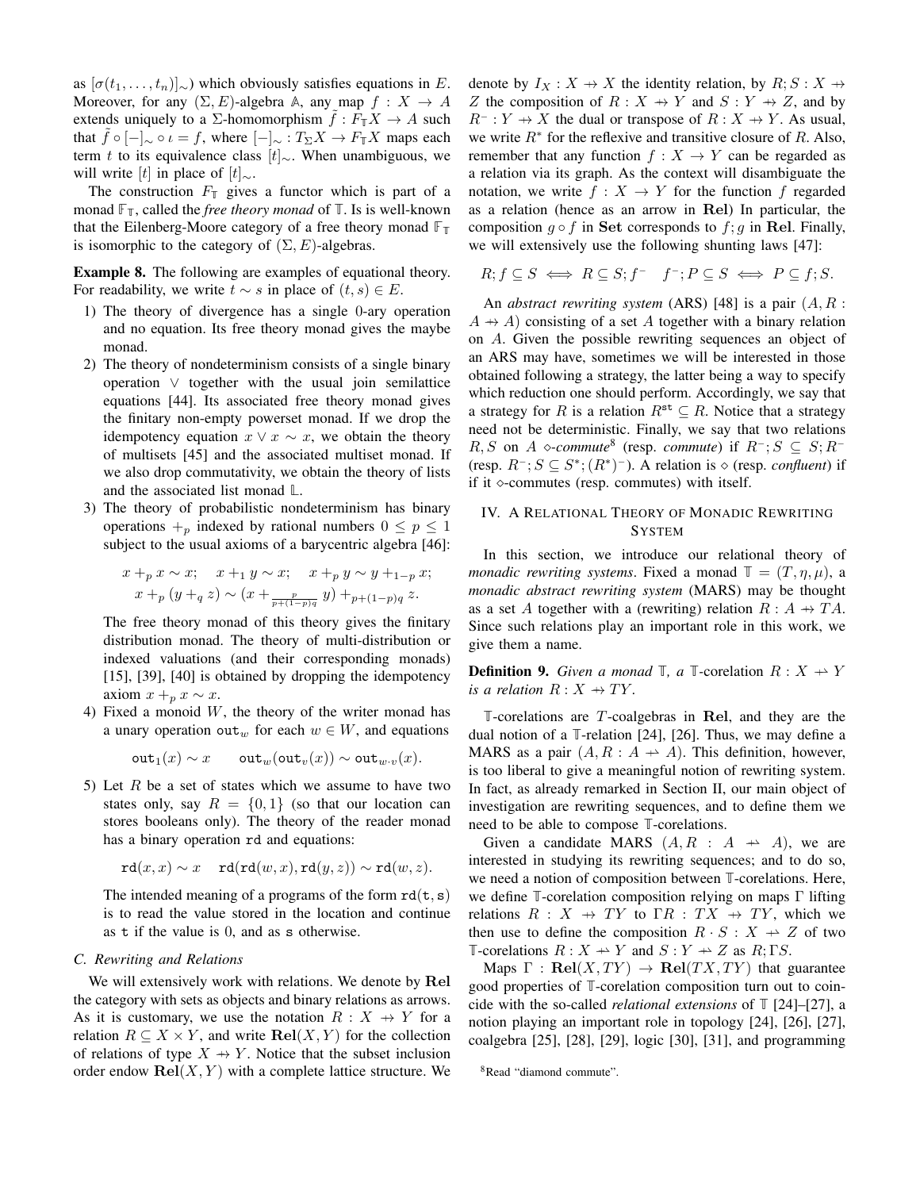as $[\sigma(t_1, \ldots, t_n)]_\sim$) which obviously satisfies equations in $E$. Moreover, for any $(\Sigma, E)$-algebra $\mathbb{A}$, any map $f : X \to A$ extends uniquely to a $\Sigma$-homomorphism $\tilde{f} : F_{\mathbb{T}}X \to A$ such that $\tilde{f} \circ [-]_\sim \circ \iota = f$, where $[-]_\sim : T_\Sigma X \to F_{\mathbb{T}}X$ maps each term $t$ to its equivalence class $[t]_\sim$. When unambiguous, we will write $[t]$ in place of $[t]_\sim$.

The construction $F_{\mathbb{T}}$ gives a functor which is part of a monad $\mathbb{F}_{\mathbb{T}}$, called the *free theory monad* of $\mathbb{T}$. Is is well-known that the Eilenberg-Moore category of a free theory monad $\mathbb{F}_{\mathbb{T}}$ is isomorphic to the category of $(\Sigma, E)$-algebras.

**Example 8.** The following are examples of equational theory. For readability, we write $t \sim s$ in place of $(t, s) \in E$.

1) The theory of divergence has a single 0-ary operation and no equation. Its free theory monad gives the maybe monad.
2) The theory of nondeterminism consists of a single binary operation $\vee$ together with the usual join semilattice equations [44]. Its associated free theory monad gives the finitary non-empty powerset monad. If we drop the idempotency equation $x \vee x \sim x$, we obtain the theory of multisets [45] and the associated multiset monad. If we also drop commutativity, we obtain the theory of lists and the associated list monad $\mathbb{L}$.
3) The theory of probabilistic nondeterminism has binary operations $+_p$ indexed by rational numbers $0 \leq p \leq 1$ subject to the usual axioms of a barycentric algebra [46]:
$$x +_p x \sim x; \quad x +_1 y \sim x; \quad x +_p y \sim y +_{1-p} x;$$
$$x +_p (y +_q z) \sim (x +_{\frac{p}{p+(1-p)q}} y) +_{p+(1-p)q} z.$$
The free theory monad of this theory gives the finitary distribution monad. The theory of multi-distribution or indexed valuations (and their corresponding monads) [15], [39], [40] is obtained by dropping the idempotency axiom $x +_p x \sim x$.
4) Fixed a monoid $W$, the theory of the writer monad has a unary operation $\mathtt{out}_w$ for each $w \in W$, and equations
$$\mathtt{out}_1(x) \sim x \qquad \mathtt{out}_w(\mathtt{out}_v(x)) \sim \mathtt{out}_{w \cdot v}(x).$$
5) Let $R$ be a set of states which we assume to have two states only, say $R = \{0, 1\}$ (so that our location can stores booleans only). The theory of the reader monad has a binary operation $\mathtt{rd}$ and equations:
$$\mathtt{rd}(x, x) \sim x \quad \mathtt{rd}(\mathtt{rd}(w, x), \mathtt{rd}(y, z)) \sim \mathtt{rd}(w, z).$$
The intended meaning of a programs of the form $\mathtt{rd(t, s)}$ is to read the value stored in the location and continue as $\mathtt{t}$ if the value is 0, and as $\mathtt{s}$ otherwise.

### C. Rewriting and Relations

We will extensively work with relations. We denote by $\mathbf{Rel}$ the category with sets as objects and binary relations as arrows. As it is customary, we use the notation $R : X \nrightarrow Y$ for a relation $R \subseteq X \times Y$, and write $\mathbf{Rel}(X, Y)$ for the collection of relations of type $X \nrightarrow Y$. Notice that the subset inclusion order endow $\mathbf{Rel}(X, Y)$ with a complete lattice structure. We denote by $I_X : X \nrightarrow X$ the identity relation, by $R; S : X \nrightarrow Z$ the composition of $R : X \nrightarrow Y$ and $S : Y \nrightarrow Z$, and by $R^- : Y \nrightarrow X$ the dual or transpose of $R : X \nrightarrow Y$. As usual, we write $R^*$ for the reflexive and transitive closure of $R$. Also, remember that any function $f : X \to Y$ can be regarded as a relation via its graph. As the context will disambiguate the notation, we write $f : X \to Y$ for the function $f$ regarded as a relation (hence as an arrow in $\mathbf{Rel}$) In particular, the composition $g \circ f$ in $\mathbf{Set}$ corresponds to $f; g$ in $\mathbf{Rel}$. Finally, we will extensively use the following shunting laws [47]:

$$R; f \subseteq S \iff R \subseteq S; f^- \quad f^-; P \subseteq S \iff P \subseteq f; S.$$

An *abstract rewriting system* (ARS) [48] is a pair $(A, R : A \nrightarrow A)$ consisting of a set $A$ together with a binary relation on $A$. Given the possible rewriting sequences an object of an ARS may have, sometimes we will be interested in those obtained following a strategy, the latter being a way to specify which reduction one should perform. Accordingly, we say that a strategy for $R$ is a relation $R^{\mathsf{st}} \subseteq R$. Notice that a strategy need not be deterministic. Finally, we say that two relations $R, S$ on $A$ $\diamond$-*commute*[8] (resp. *commute*) if $R^-; S \subseteq S; R^-$ (resp. $R^-; S \subseteq S^*; (R^*)^-$). A relation is $\diamond$ (resp. *confluent*) if if it $\diamond$-commutes (resp. commutes) with itself.

## IV. A Relational Theory of Monadic Rewriting System

In this section, we introduce our relational theory of *monadic rewriting systems*. Fixed a monad $\mathbb{T} = (T, \eta, \mu)$, a *monadic abstract rewriting system* (MARS) may be thought as a set $A$ together with a (rewriting) relation $R : A \nrightarrow TA$. Since such relations play an important role in this work, we give them a name.

**Definition 9.** *Given a monad $\mathbb{T}$, a $\mathbb{T}$-*corelation* $R : X \nrightarrow Y$ is a relation $R : X \nrightarrow TY$.*

$\mathbb{T}$-corelations are $T$-coalgebras in $\mathbf{Rel}$, and they are the dual notion of a $\mathbb{T}$-relation [24], [26]. Thus, we may define a MARS as a pair $(A, R : A \nrightarrow A)$. This definition, however, is too liberal to give a meaningful notion of rewriting system. In fact, as already remarked in Section II, our main object of investigation are rewriting sequences, and to define them we need to be able to compose $\mathbb{T}$-corelations.

Given a candidate MARS $(A, R : A \nrightarrow A)$, we are interested in studying its rewriting sequences; and to do so, we need a notion of composition between $\mathbb{T}$-corelations. Here, we define $\mathbb{T}$-corelation composition relying on maps $\Gamma$ lifting relations $R : X \nrightarrow TY$ to $\Gamma R : TX \nrightarrow TY$, which we then use to define the composition $R \cdot S : X \nrightarrow Z$ of two $\mathbb{T}$-corelations $R : X \nrightarrow Y$ and $S : Y \nrightarrow Z$ as $R; \Gamma S$.

Maps $\Gamma : \mathbf{Rel}(X, TY) \to \mathbf{Rel}(TX, TY)$ that guarantee good properties of $\mathbb{T}$-corelation composition turn out to coincide with the so-called *relational extensions* of $\mathbb{T}$ [24]–[27], a notion playing an important role in topology [24], [26], [27], coalgebra [25], [28], [29], logic [30], [31], and programming

[8] Read "diamond commute".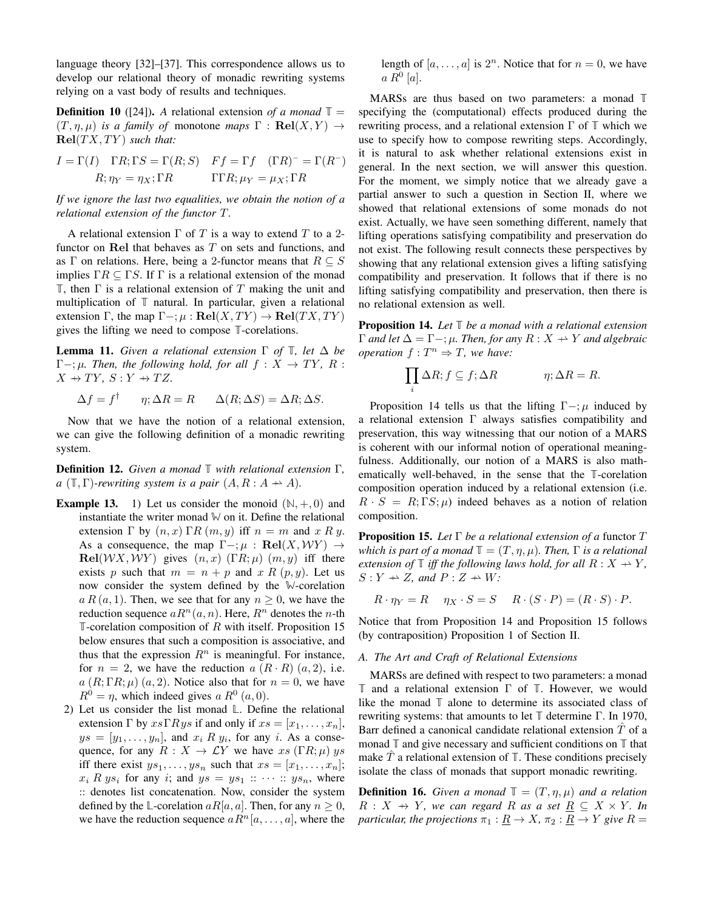language theory [32]–[37]. This correspondence allows us to develop our relational theory of monadic rewriting systems relying on a vast body of results and techniques.

**Definition 10** ([24]). *A* relational extension *of a monad* $\mathbb{T} = (T, \eta, \mu)$ *is a family of* monotone *maps* $\Gamma : \mathbf{Rel}(X, Y) \to \mathbf{Rel}(TX, TY)$ *such that:*

$$I = \Gamma(I) \quad \Gamma R; \Gamma S = \Gamma(R; S) \quad Ff = \Gamma f \quad (\Gamma R)^- = \Gamma(R^-)$$
$$R; \eta_Y = \eta_X; \Gamma R \qquad \Gamma\Gamma R; \mu_Y = \mu_X; \Gamma R$$

*If we ignore the last two equalities, we obtain the notion of a relational extension of the functor $T$.*

A relational extension $\Gamma$ of $T$ is a way to extend $T$ to a 2-functor on $\mathbf{Rel}$ that behaves as $T$ on sets and functions, and as $\Gamma$ on relations. Here, being a 2-functor means that $R \subseteq S$ implies $\Gamma R \subseteq \Gamma S$. If $\Gamma$ is a relational extension of the monad $\mathbb{T}$, then $\Gamma$ is a relational extension of $T$ making the unit and multiplication of $\mathbb{T}$ natural. In particular, given a relational extension $\Gamma$, the map $\Gamma -; \mu : \mathbf{Rel}(X, TY) \to \mathbf{Rel}(TX, TY)$ gives the lifting we need to compose $\mathbb{T}$-corelations.

**Lemma 11.** *Given a relational extension $\Gamma$ of $\mathbb{T}$, let $\Delta$ be $\Gamma-; \mu$. Then, the following hold, for all $f : X \to TY$, $R : X \nrightarrow TY$, $S : Y \nrightarrow TZ$.*

$$\Delta f = f^\dagger \qquad \eta; \Delta R = R \qquad \Delta(R; \Delta S) = \Delta R; \Delta S.$$

Now that we have the notion of a relational extension, we can give the following definition of a monadic rewriting system.

**Definition 12.** *Given a monad $\mathbb{T}$ with relational extension $\Gamma$, a $(\mathbb{T}, \Gamma)$-rewriting system is a pair $(A, R : A \nrightarrow A)$.*

**Example 13.**
1) Let us consider the monoid $(\mathbb{N}, +, 0)$ and instantiate the writer monad $\mathbb{W}$ on it. Define the relational extension $\Gamma$ by $(n, x)\, \Gamma R\, (m, y)$ iff $n = m$ and $x\, R\, y$. As a consequence, the map $\Gamma-; \mu : \mathbf{Rel}(X, \mathcal{W}Y) \to \mathbf{Rel}(\mathcal{W}X, \mathcal{W}Y)$ gives $(n, x)\ (\Gamma R; \mu)\ (m, y)$ iff there exists $p$ such that $m = n + p$ and $x\ R\ (p, y)$. Let us now consider the system defined by the $\mathbb{W}$-corelation $a\, R\, (a, 1)$. Then, we see that for any $n \geq 0$, we have the reduction sequence $a R^n (a, n)$. Here, $R^n$ denotes the $n$-th $\mathbb{T}$-corelation composition of $R$ with itself. Proposition 15 below ensures that such a composition is associative, and thus that the expression $R^n$ is meaningful. For instance, for $n = 2$, we have the reduction $a\ (R \cdot R)\ (a, 2)$, i.e. $a\ (R; \Gamma R; \mu)\ (a, 2)$. Notice also that for $n = 0$, we have $R^0 = \eta$, which indeed gives $a\ R^0\ (a, 0)$.
2) Let us consider the list monad $\mathbb{L}$. Define the relational extension $\Gamma$ by $xs \Gamma R ys$ if and only if $xs = [x_1, \dots, x_n]$, $ys = [y_1, \dots, y_n]$, and $x_i\ R\ y_i$, for any $i$. As a consequence, for any $R : X \to \mathcal{L}Y$ we have $xs\ (\Gamma R; \mu)\ ys$ iff there exist $ys_1, \dots, ys_n$ such that $xs = [x_1, \dots, x_n]$; $x_i\ R\ ys_i$ for any $i$; and $ys = ys_1 :: \cdots :: ys_n$, where $::$ denotes list concatenation. Now, consider the system defined by the $\mathbb{L}$-corelation $a R [a, a]$. Then, for any $n \geq 0$, we have the reduction sequence $a R^n [a, \dots, a]$, where the length of $[a, \dots, a]$ is $2^n$. Notice that for $n = 0$, we have $a\ R^0\ [a]$.

MARSs are thus based on two parameters: a monad $\mathbb{T}$ specifying the (computational) effects produced during the rewriting process, and a relational extension $\Gamma$ of $\mathbb{T}$ which we use to specify how to compose rewriting steps. Accordingly, it is natural to ask whether relational extensions exist in general. In the next section, we will answer this question. For the moment, we simply notice that we already gave a partial answer to such a question in Section II, where we showed that relational extensions of some monads do not exist. Actually, we have seen something different, namely that lifting operations satisfying compatibility and preservation do not exist. The following result connects these perspectives by showing that any relational extension gives a lifting satisfying compatibility and preservation. It follows that if there is no lifting satisfying compatibility and preservation, then there is no relational extension as well.

**Proposition 14.** *Let $\mathbb{T}$ be a monad with a relational extension $\Gamma$ and let $\Delta = \Gamma-; \mu$. Then, for any $R : X \nrightarrow Y$ and algebraic operation $f : T^n \Rightarrow T$, we have:*

$$\prod_i \Delta R; f \subseteq f; \Delta R \qquad\qquad \eta; \Delta R = R.$$

Proposition 14 tells us that the lifting $\Gamma-; \mu$ induced by a relational extension $\Gamma$ always satisfies compatibility and preservation, this way witnessing that our notion of a MARS is coherent with our informal notion of operational meaningfulness. Additionally, our notion of a MARS is also mathematically well-behaved, in the sense that the $\mathbb{T}$-corelation composition operation induced by a relational extension (i.e. $R \cdot S = R; \Gamma S; \mu$) indeed behaves as a notion of relation composition.

**Proposition 15.** *Let $\Gamma$ be a relational extension of a* functor *$T$ which is part of a monad $\mathbb{T} = (T, \eta, \mu)$. Then, $\Gamma$ is a relational extension of $\mathbb{T}$ iff the following laws hold, for all $R : X \nrightarrow Y$, $S : Y \nrightarrow Z$, and $P : Z \nrightarrow W$:*

$$R \cdot \eta_Y = R \quad \eta_X \cdot S = S \quad R \cdot (S \cdot P) = (R \cdot S) \cdot P.$$

Notice that from Proposition 14 and Proposition 15 follows (by contraposition) Proposition 1 of Section II.

### A. The Art and Craft of Relational Extensions

MARSs are defined with respect to two parameters: a monad $\mathbb{T}$ and a relational extension $\Gamma$ of $\mathbb{T}$. However, we would like the monad $\mathbb{T}$ alone to determine its associated class of rewriting systems: that amounts to let $\mathbb{T}$ determine $\Gamma$. In 1970, Barr defined a canonical candidate relational extension $\hat{T}$ of a monad $\mathbb{T}$ and give necessary and sufficient conditions on $\mathbb{T}$ that make $\hat{T}$ a relational extension of $\mathbb{T}$. These conditions precisely isolate the class of monads that support monadic rewriting.

**Definition 16.** *Given a monad $\mathbb{T} = (T, \eta, \mu)$ and a relation $R : X \nrightarrow Y$, we can regard $R$ as a set $\underline{R} \subseteq X \times Y$. In particular, the projections $\pi_1 : \underline{R} \to X$, $\pi_2 : \underline{R} \to Y$ give $R =$*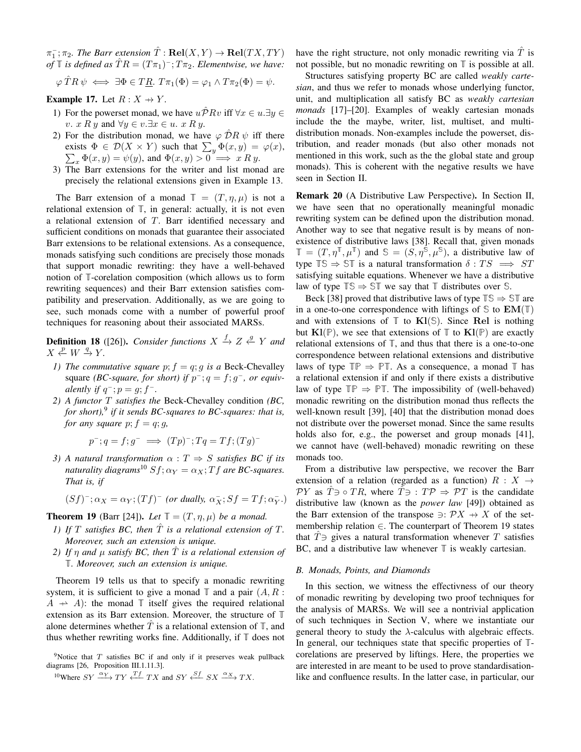$\pi_1^-; \pi_2$. *The Barr extension* $\hat{T} : \mathbf{Rel}(X,Y) \to \mathbf{Rel}(TX, TY)$ *of* $\mathbb{T}$ *is defined as* $\hat{T}R = (T\pi_1)^-; T\pi_2$. *Elementwise, we have:*

$$\varphi \, \hat{T}R \, \psi \iff \exists \Phi \in T\underline{R}.\ T\pi_1(\Phi) = \varphi_1 \wedge T\pi_2(\Phi) = \psi.$$

**Example 17.** Let $R : X \nrightarrow Y$.

1) For the powerset monad, we have $u \hat{\mathcal{P}} R v$ iff $\forall x \in u. \exists y \in v.\ x \, R \, y$ and $\forall y \in v. \exists x \in u.\ x \, R \, y$.
2) For the distribution monad, we have $\varphi \, \hat{\mathcal{D}} R \, \psi$ iff there exists $\Phi \in \mathcal{D}(X \times Y)$ such that $\sum_y \Phi(x,y) = \varphi(x)$, $\sum_x \Phi(x,y) = \psi(y)$, and $\Phi(x,y) > 0 \implies x \, R \, y$.
3) The Barr extensions for the writer and list monad are precisely the relational extensions given in Example 13.

The Barr extension of a monad $\mathbb{T} = (T, \eta, \mu)$ is not a relational extension of $\mathbb{T}$, in general: actually, it is not even a relational extension of $T$. Barr identified necessary and sufficient conditions on monads that guarantee their associated Barr extensions to be relational extensions. As a consequence, monads satisfying such conditions are precisely those monads that support monadic rewriting: they have a well-behaved notion of $\mathbb{T}$-corelation composition (which allows us to form rewriting sequences) and their Barr extension satisfies compatibility and preservation. Additionally, as we are going to see, such monads come with a number of powerful proof techniques for reasoning about their associated MARSs.

**Definition 18** ([26]). *Consider functions* $X \xrightarrow{f} Z \xleftarrow{g} Y$ *and* $X \xleftarrow{p} W \xrightarrow{q} Y$.

*1) The commutative square* $p; f = q; g$ *is a* Beck-Chevalley square *(BC-square, for short) if* $p^-; q = f; g^-$*, or equivalently if* $q^-; p = g; f^-$.

*2) A functor* $T$ *satisfies the* Beck-Chevalley condition *(BC, for short),*[9] *if it sends BC-squares to BC-squares: that is, for any square* $p; f = q; g$,

$$p^-; q = f; g^- \implies (Tp)^-; Tq = Tf; (Tg)^-$$

*3) A natural transformation* $\alpha : T \Rightarrow S$ *satisfies BC if its naturality diagrams*[10] $Sf; \alpha_Y = \alpha_X; Tf$ *are BC-squares. That is, if*

$$(Sf)^-; \alpha_X = \alpha_Y; (Tf)^- \text{ (or dually, } \alpha_X^-; Sf = Tf; \alpha_Y^-.)$$

**Theorem 19** (Barr [24]). *Let* $\mathbb{T} = (T, \eta, \mu)$ *be a monad.*

*1) If* $T$ *satisfies BC, then* $\hat{T}$ *is a relational extension of* $T$*. Moreover, such an extension is unique.*

*2) If* $\eta$ *and* $\mu$ *satisfy BC, then* $\hat{T}$ *is a relational extension of* $\mathbb{T}$*. Moreover, such an extension is unique.*

Theorem 19 tells us that to specify a monadic rewriting system, it is sufficient to give a monad $\mathbb{T}$ and a pair $(A, R : A \nrightarrow A)$: the monad $\mathbb{T}$ itself gives the required relational extension as its Barr extension. Moreover, the structure of $\mathbb{T}$ alone determines whether $\hat{T}$ is a relational extension of $\mathbb{T}$, and thus whether rewriting works fine. Additionally, if $\mathbb{T}$ does not have the right structure, not only monadic rewriting via $\hat{T}$ is not possible, but no monadic rewriting on $\mathbb{T}$ is possible at all.

Structures satisfying property BC are called *weakly cartesian*, and thus we refer to monads whose underlying functor, unit, and multiplication all satisfy BC as *weakly cartesian monads* [17]–[20]. Examples of weakly cartesian monads include the the maybe, writer, list, multiset, and multi-distribution monads. Non-examples include the powerset, distribution, and reader monads (but also other monads not mentioned in this work, such as the the global state and group monads). This is coherent with the negative results we have seen in Section II.

**Remark 20** (A Distributive Law Perspective)**.** In Section II, we have seen that no operationally meaningful monadic rewriting system can be defined upon the distribution monad. Another way to see that negative result is by means of non-existence of distributive laws [38]. Recall that, given monads $\mathbb{T} = (T, \eta^{\mathbb{T}}, \mu^{\mathbb{T}})$ and $\mathbb{S} = (S, \eta^{\mathbb{S}}, \mu^{\mathbb{S}})$, a distributive law of type $\mathbb{TS} \Rightarrow \mathbb{ST}$ is a natural transformation $\delta : TS \implies ST$ satisfying suitable equations. Whenever we have a distributive law of type $\mathbb{TS} \Rightarrow \mathbb{ST}$ we say that $\mathbb{T}$ distributes over $\mathbb{S}$.

Beck [38] proved that distributive laws of type $\mathbb{TS} \Rightarrow \mathbb{ST}$ are in a one-to-one correspondence with liftings of $\mathbb{S}$ to $\mathbf{EM}(\mathbb{T})$ and with extensions of $\mathbb{T}$ to $\mathbf{Kl}(\mathbb{S})$. Since $\mathbf{Rel}$ is nothing but $\mathbf{Kl}(\mathbb{P})$, we see that extensions of $\mathbb{T}$ to $\mathbf{Kl}(\mathbb{P})$ are exactly relational extensions of $\mathbb{T}$, and thus that there is a one-to-one correspondence between relational extensions and distributive laws of type $\mathbb{TP} \Rightarrow \mathbb{PT}$. As a consequence, a monad $\mathbb{T}$ has a relational extension if and only if there exists a distributive law of type $\mathbb{TP} \Rightarrow \mathbb{PT}$. The impossibility of (well-behaved) monadic rewriting on the distribution monad thus reflects the well-known result [39], [40] that the distribution monad does not distribute over the powerset monad. Since the same results holds also for, e.g., the powerset and group monads [41], we cannot have (well-behaved) monadic rewriting on these monads too.

From a distributive law perspective, we recover the Barr extension of a relation (regarded as a function) $R : X \to \mathcal{P}Y$ as $\hat{T}\ni \circ TR$, where $\hat{T}\ni : T\mathcal{P} \Rightarrow \mathcal{P}T$ is the candidate distributive law (known as the *power law* [49]) obtained as the Barr extension of the transpose $\ni : \mathcal{P}X \nrightarrow X$ of the set-membership relation $\in$. The counterpart of Theorem 19 states that $\hat{T}\ni$ gives a natural transformation whenever $T$ satisfies BC, and a distributive law whenever $\mathbb{T}$ is weakly cartesian.

### B. Monads, Points, and Diamonds

In this section, we witness the effectivness of our theory of monadic rewriting by developing two proof techniques for the analysis of MARSs. We will see a nontrivial application of such techniques in Section V, where we instantiate our general theory to study the $\lambda$-calculus with algebraic effects. In general, our techniques state that specific properties of $\mathbb{T}$-corelations are preserved by liftings. Here, the properties we are interested in are meant to be used to prove standardisation-like and confluence results. In the latter case, in particular, our

[9] Notice that $T$ satisfies BC if and only if it preserves weak pullback diagrams [26, Proposition III.1.11.3].

[10] Where $SY \xrightarrow{\alpha_Y} TY \xleftarrow{Tf} TX$ and $SY \xleftarrow{Sf} SX \xrightarrow{\alpha_X} TX$.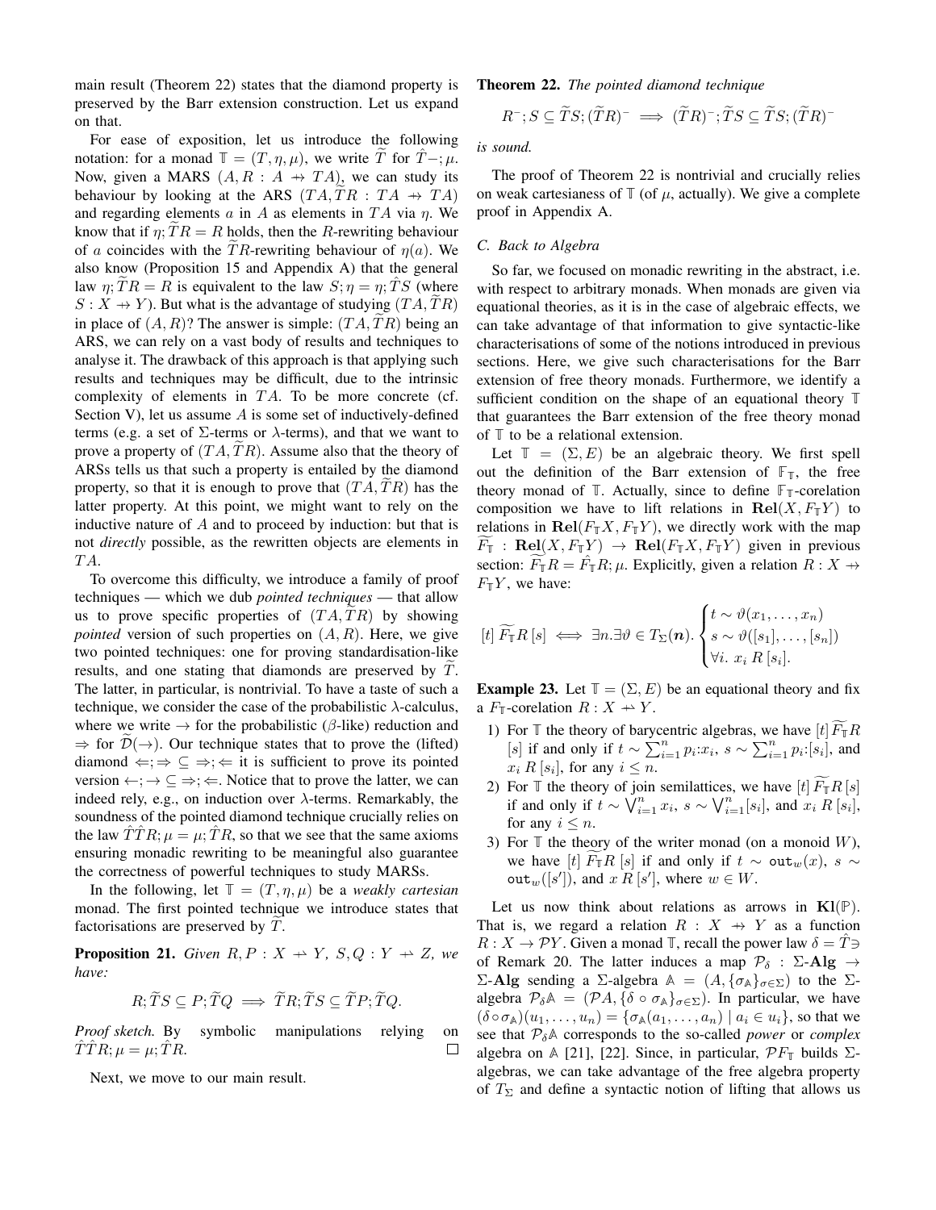main result (Theorem 22) states that the diamond property is preserved by the Barr extension construction. Let us expand on that.

For ease of exposition, let us introduce the following notation: for a monad $\mathbb{T} = (T, \eta, \mu)$, we write $\widetilde{T}$ for $\hat{T}-;\mu$. Now, given a MARS $(A, R : A \nrightarrow TA)$, we can study its behaviour by looking at the ARS $(TA, \widetilde{T}R : TA \nrightarrow TA)$ and regarding elements $a$ in $A$ as elements in $TA$ via $\eta$. We know that if $\eta; \widetilde{T}R = R$ holds, then the $R$-rewriting behaviour of $a$ coincides with the $\widetilde{T}R$-rewriting behaviour of $\eta(a)$. We also know (Proposition 15 and Appendix A) that the general law $\eta; \widetilde{T}R = R$ is equivalent to the law $S; \eta = \eta; \hat{T}S$ (where $S : X \nrightarrow Y$). But what is the advantage of studying $(TA, \widetilde{T}R)$ in place of $(A, R)$? The answer is simple: $(TA, \widetilde{T}R)$ being an ARS, we can rely on a vast body of results and techniques to analyse it. The drawback of this approach is that applying such results and techniques may be difficult, due to the intrinsic complexity of elements in $TA$. To be more concrete (cf. Section V), let us assume $A$ is some set of inductively-defined terms (e.g. a set of $\Sigma$-terms or $\lambda$-terms), and that we want to prove a property of $(TA, \widetilde{T}R)$. Assume also that the theory of ARSs tells us that such a property is entailed by the diamond property, so that it is enough to prove that $(TA, \widetilde{T}R)$ has the latter property. At this point, we might want to rely on the inductive nature of $A$ and to proceed by induction: but that is not *directly* possible, as the rewritten objects are elements in $TA$.

To overcome this difficulty, we introduce a family of proof techniques — which we dub *pointed techniques* — that allow us to prove specific properties of $(TA, \widetilde{T}R)$ by showing *pointed* version of such properties on $(A, R)$. Here, we give two pointed techniques: one for proving standardisation-like results, and one stating that diamonds are preserved by $\widetilde{T}$. The latter, in particular, is nontrivial. To have a taste of such a technique, we consider the case of the probabilistic $\lambda$-calculus, where we write $\to$ for the probabilistic ($\beta$-like) reduction and $\Rightarrow$ for $\widetilde{\mathcal{D}}(\to)$. Our technique states that to prove the (lifted) diamond $\Leftarrow;\Rightarrow \subseteq \Rightarrow;\Leftarrow$ it is sufficient to prove its pointed version $\leftarrow;\to \subseteq \Rightarrow;\Leftarrow$. Notice that to prove the latter, we can indeed rely, e.g., on induction over $\lambda$-terms. Remarkably, the soundness of the pointed diamond technique crucially relies on the law $\hat{T}\hat{T}R;\mu = \mu;\hat{T}R$, so that we see that the same axioms ensuring monadic rewriting to be meaningful also guarantee the correctness of powerful techniques to study MARSs.

In the following, let $\mathbb{T} = (T, \eta, \mu)$ be a *weakly cartesian* monad. The first pointed technique we introduce states that factorisations are preserved by $\widetilde{T}$.

**Proposition 21.** *Given $R, P : X \nrightarrow Y$, $S, Q : Y \nrightarrow Z$, we have:*

$$R; \widetilde{T}S \subseteq P; \widetilde{T}Q \implies \widetilde{T}R; \widetilde{T}S \subseteq \widetilde{T}P; \widetilde{T}Q.$$

*Proof sketch.* By symbolic manipulations relying on $\hat{T}\hat{T}R;\mu = \mu;\hat{T}R$. □

Next, we move to our main result.

**Theorem 22.** *The pointed diamond technique*

$$R^{-}; S \subseteq \widetilde{T}S; (\widetilde{T}R)^{-} \implies (\widetilde{T}R)^{-}; \widetilde{T}S \subseteq \widetilde{T}S; (\widetilde{T}R)^{-}$$

*is sound.*

The proof of Theorem 22 is nontrivial and crucially relies on weak cartesianess of $\mathbb{T}$ (of $\mu$, actually). We give a complete proof in Appendix A.

### C. Back to Algebra

So far, we focused on monadic rewriting in the abstract, i.e. with respect to arbitrary monads. When monads are given via equational theories, as it is in the case of algebraic effects, we can take advantage of that information to give syntactic-like characterisations of some of the notions introduced in previous sections. Here, we give such characterisations for the Barr extension of free theory monads. Furthermore, we identify a sufficient condition on the shape of an equational theory $\mathbb{T}$ that guarantees the Barr extension of the free theory monad of $\mathbb{T}$ to be a relational extension.

Let $\mathbb{T} = (\Sigma, E)$ be an algebraic theory. We first spell out the definition of the Barr extension of $\mathbb{F}_{\mathbb{T}}$, the free theory monad of $\mathbb{T}$. Actually, since to define $\mathbb{F}_{\mathbb{T}}$-corelation composition we have to lift relations in $\mathbf{Rel}(X, F_{\mathbb{T}}Y)$ to relations in $\mathbf{Rel}(F_{\mathbb{T}}X, F_{\mathbb{T}}Y)$, we directly work with the map $\widetilde{F_{\mathbb{T}}} : \mathbf{Rel}(X, F_{\mathbb{T}}Y) \to \mathbf{Rel}(F_{\mathbb{T}}X, F_{\mathbb{T}}Y)$ given in previous section: $\widetilde{F_{\mathbb{T}}}R = \hat{F}_{\mathbb{T}}R;\mu$. Explicitly, given a relation $R : X \nrightarrow F_{\mathbb{T}}Y$, we have:

$$[t]\, \widetilde{F_{\mathbb{T}}}R\, [s] \iff \exists n. \exists \vartheta \in T_{\Sigma}(\boldsymbol{n}). \begin{cases} t \sim \vartheta(x_1, \dots, x_n) \\ s \sim \vartheta([s_1], \dots, [s_n]) \\ \forall i.\ x_i\, R\, [s_i]. \end{cases}$$

**Example 23.** Let $\mathbb{T} = (\Sigma, E)$ be an equational theory and fix a $F_{\mathbb{T}}$-corelation $R : X \nrightarrow Y$.

1) For $\mathbb{T}$ the theory of barycentric algebras, we have $[t]\, \widetilde{F_{\mathbb{T}}}R\, [s]$ if and only if $t \sim \sum_{i=1}^{n} p_i{:}x_i$, $s \sim \sum_{i=1}^{n} p_i{:}[s_i]$, and $x_i\, R\, [s_i]$, for any $i \leq n$.
2) For $\mathbb{T}$ the theory of join semilattices, we have $[t]\, \widetilde{F_{\mathbb{T}}}R\, [s]$ if and only if $t \sim \bigvee_{i=1}^{n} x_i$, $s \sim \bigvee_{i=1}^{n} [s_i]$, and $x_i\, R\, [s_i]$, for any $i \leq n$.
3) For $\mathbb{T}$ the theory of the writer monad (on a monoid $W$), we have $[t]\, \widetilde{F_{\mathbb{T}}}R\, [s]$ if and only if $t \sim \mathtt{out}_w(x)$, $s \sim \mathtt{out}_w([s'])$, and $x\, R\, [s']$, where $w \in W$.

Let us now think about relations as arrows in $\mathbf{Kl}(\mathbb{P})$. That is, we regard a relation $R : X \nrightarrow Y$ as a function $R : X \to \mathcal{P}Y$. Given a monad $\mathbb{T}$, recall the power law $\delta = \hat{T}{\ni}$ of Remark 20. The latter induces a map $\mathcal{P}_{\delta} : \Sigma\text{-}\mathbf{Alg} \to \Sigma\text{-}\mathbf{Alg}$ sending a $\Sigma$-algebra $\mathbb{A} = (A, \{\sigma_{\mathbb{A}}\}_{\sigma \in \Sigma})$ to the $\Sigma$-algebra $\mathcal{P}_{\delta}\mathbb{A} = (\mathcal{P}A, \{\delta \circ \sigma_{\mathbb{A}}\}_{\sigma \in \Sigma})$. In particular, we have $(\delta \circ \sigma_{\mathbb{A}})(u_1, \dots, u_n) = \{\sigma_{\mathbb{A}}(a_1, \dots, a_n) \mid a_i \in u_i\}$, so that we see that $\mathcal{P}_{\delta}\mathbb{A}$ corresponds to the so-called *power* or *complex* algebra on $\mathbb{A}$ [21], [22]. Since, in particular, $\mathcal{P}F_{\mathbb{T}}$ builds $\Sigma$-algebras, we can take advantage of the free algebra property of $T_{\Sigma}$ and define a syntactic notion of lifting that allows us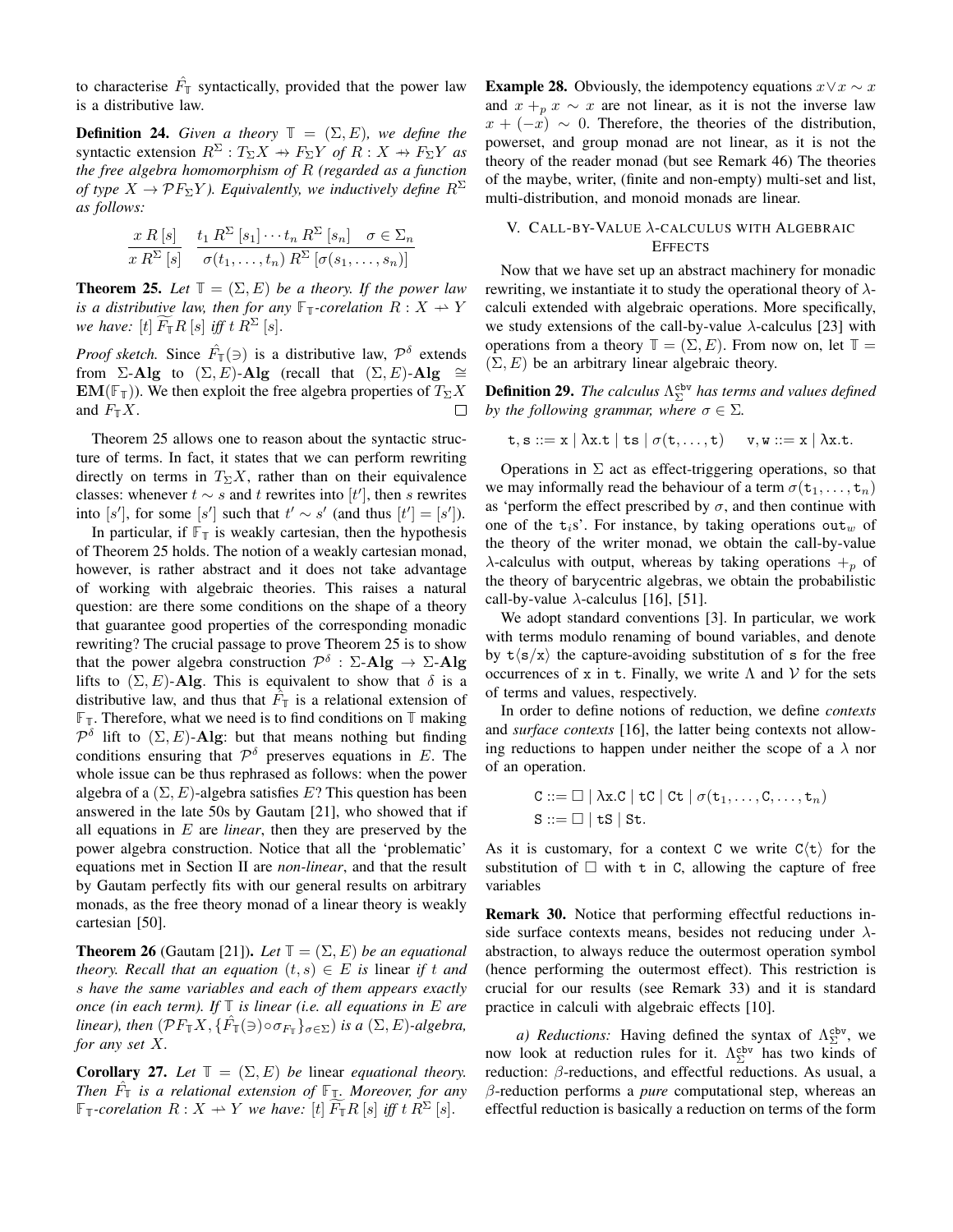to characterise $\hat{F}_{\mathbb{T}}$ syntactically, provided that the power law is a distributive law.

**Definition 24.** *Given a theory $\mathbb{T} = (\Sigma, E)$, we define the* syntactic extension $R^{\Sigma} : T_{\Sigma}X \nrightarrow F_{\Sigma}Y$ *of $R : X \nrightarrow F_{\Sigma}Y$ as the free algebra homomorphism of $R$ (regarded as a function of type $X \to \mathcal{P}F_{\Sigma}Y$). Equivalently, we inductively define $R^{\Sigma}$ as follows:*

$$\frac{x \; R \; [s]}{x \; R^{\Sigma} \; [s]} \qquad \frac{t_1 \; R^{\Sigma} \; [s_1] \cdots t_n \; R^{\Sigma} \; [s_n] \quad \sigma \in \Sigma_n}{\sigma(t_1, \ldots, t_n) \; R^{\Sigma} \; [\sigma(s_1, \ldots, s_n)]}$$

**Theorem 25.** *Let $\mathbb{T} = (\Sigma, E)$ be a theory. If the power law is a distributive law, then for any $\mathbb{F}_{\mathbb{T}}$-corelation $R : X \nrightarrow Y$ we have: $[t] \; \widetilde{F_{\mathbb{T}}}R \; [s]$ iff $t \; R^{\Sigma} \; [s]$.*

*Proof sketch.* Since $\hat{F}_{\mathbb{T}}(\ni)$ is a distributive law, $\mathcal{P}^{\delta}$ extends from $\Sigma$-**Alg** to $(\Sigma, E)$-**Alg** (recall that $(\Sigma, E)$-**Alg** $\cong$ **EM**$(\mathbb{F}_{\mathbb{T}})$). We then exploit the free algebra properties of $T_{\Sigma}X$ and $F_{\mathbb{T}}X$. $\square$

Theorem 25 allows one to reason about the syntactic structure of terms. In fact, it states that we can perform rewriting directly on terms in $T_{\Sigma}X$, rather than on their equivalence classes: whenever $t \sim s$ and $t$ rewrites into $[t']$, then $s$ rewrites into $[s']$, for some $[s']$ such that $t' \sim s'$ (and thus $[t'] = [s']$).

In particular, if $\mathbb{F}_{\mathbb{T}}$ is weakly cartesian, then the hypothesis of Theorem 25 holds. The notion of a weakly cartesian monad, however, is rather abstract and it does not take advantage of working with algebraic theories. This raises a natural question: are there some conditions on the shape of a theory that guarantee good properties of the corresponding monadic rewriting? The crucial passage to prove Theorem 25 is to show that the power algebra construction $\mathcal{P}^{\delta} : \Sigma\text{-}\mathbf{Alg} \to \Sigma\text{-}\mathbf{Alg}$ lifts to $(\Sigma, E)$-**Alg**. This is equivalent to show that $\delta$ is a distributive law, and thus that $\hat{F}_{\mathbb{T}}$ is a relational extension of $\mathbb{F}_{\mathbb{T}}$. Therefore, what we need is to find conditions on $\mathbb{T}$ making $\mathcal{P}^{\delta}$ lift to $(\Sigma, E)$-**Alg**: but that means nothing but finding conditions ensuring that $\mathcal{P}^{\delta}$ preserves equations in $E$. The whole issue can be thus rephrased as follows: when the power algebra of a $(\Sigma, E)$-algebra satisfies $E$? This question has been answered in the late 50s by Gautam [21], who showed that if all equations in $E$ are *linear*, then they are preserved by the power algebra construction. Notice that all the 'problematic' equations met in Section II are *non-linear*, and that the result by Gautam perfectly fits with our general results on arbitrary monads, as the free theory monad of a linear theory is weakly cartesian [50].

**Theorem 26** (Gautam [21])**.** *Let $\mathbb{T} = (\Sigma, E)$ be an equational theory. Recall that an equation $(t, s) \in E$ is* linear *if $t$ and $s$ have the same variables and each of them appears exactly once (in each term). If $\mathbb{T}$ is linear (i.e. all equations in $E$ are linear), then $(\mathcal{P}F_{\mathbb{T}}X, \{\hat{F}_{\mathbb{T}}(\ni) \circ \sigma_{F_{\mathbb{T}}}\}_{\sigma \in \Sigma})$ is a $(\Sigma, E)$-algebra, for any set $X$.*

**Corollary 27.** *Let $\mathbb{T} = (\Sigma, E)$ be* linear *equational theory. Then $\hat{F}_{\mathbb{T}}$ is a relational extension of $\mathbb{F}_{\mathbb{T}}$. Moreover, for any $\mathbb{F}_{\mathbb{T}}$-corelation $R : X \nrightarrow Y$ we have: $[t] \; \widetilde{F_{\mathbb{T}}}R \; [s]$ iff $t \; R^{\Sigma} \; [s]$.*

**Example 28.** Obviously, the idempotency equations $x \vee x \sim x$ and $x +_p x \sim x$ are not linear, as it is not the inverse law $x + (-x) \sim 0$. Therefore, the theories of the distribution, powerset, and group monad are not linear, as it is not the theory of the reader monad (but see Remark 46) The theories of the maybe, writer, (finite and non-empty) multi-set and list, multi-distribution, and monoid monads are linear.

## V. Call-by-Value λ-calculus with Algebraic Effects

Now that we have set up an abstract machinery for monadic rewriting, we instantiate it to study the operational theory of $\lambda$-calculi extended with algebraic operations. More specifically, we study extensions of the call-by-value $\lambda$-calculus [23] with operations from a theory $\mathbb{T} = (\Sigma, E)$. From now on, let $\mathbb{T} = (\Sigma, E)$ be an arbitrary linear algebraic theory.

**Definition 29.** *The calculus $\Lambda^{\mathtt{cbv}}_{\Sigma}$ has terms and values defined by the following grammar, where $\sigma \in \Sigma$.*

$$\mathtt{t}, \mathtt{s} ::= \mathtt{x} \mid \lambda\mathtt{x}.\mathtt{t} \mid \mathtt{ts} \mid \sigma(\mathtt{t}, \ldots, \mathtt{t}) \qquad \mathtt{v}, \mathtt{w} ::= \mathtt{x} \mid \lambda\mathtt{x}.\mathtt{t}.$$

Operations in $\Sigma$ act as effect-triggering operations, so that we may informally read the behaviour of a term $\sigma(\mathtt{t}_1, \ldots, \mathtt{t}_n)$ as 'perform the effect prescribed by $\sigma$, and then continue with one of the $\mathtt{t}_i$s'. For instance, by taking operations $\mathtt{out}_w$ of the theory of the writer monad, we obtain the call-by-value $\lambda$-calculus with output, whereas by taking operations $+_p$ of the theory of barycentric algebras, we obtain the probabilistic call-by-value $\lambda$-calculus [16], [51].

We adopt standard conventions [3]. In particular, we work with terms modulo renaming of bound variables, and denote by $\mathtt{t}\langle\mathtt{s}/\mathtt{x}\rangle$ the capture-avoiding substitution of $\mathtt{s}$ for the free occurrences of $\mathtt{x}$ in $\mathtt{t}$. Finally, we write $\Lambda$ and $\mathcal{V}$ for the sets of terms and values, respectively.

In order to define notions of reduction, we define *contexts* and *surface contexts* [16], the latter being contexts not allowing reductions to happen under neither the scope of a $\lambda$ nor of an operation.

$$\begin{aligned} \mathtt{C} &::= \square \mid \lambda\mathtt{x}.\mathtt{C} \mid \mathtt{tC} \mid \mathtt{Ct} \mid \sigma(\mathtt{t}_1, \ldots, \mathtt{C}, \ldots, \mathtt{t}_n) \\ \mathtt{S} &::= \square \mid \mathtt{tS} \mid \mathtt{St}. \end{aligned}$$

As it is customary, for a context $\mathtt{C}$ we write $\mathtt{C}\langle\mathtt{t}\rangle$ for the substitution of $\square$ with $\mathtt{t}$ in $\mathtt{C}$, allowing the capture of free variables

**Remark 30.** Notice that performing effectful reductions inside surface contexts means, besides not reducing under $\lambda$-abstraction, to always reduce the outermost operation symbol (hence performing the outermost effect). This restriction is crucial for our results (see Remark 33) and it is standard practice in calculi with algebraic effects [10].

*a) Reductions:* Having defined the syntax of $\Lambda^{\mathtt{cbv}}_{\Sigma}$, we now look at reduction rules for it. $\Lambda^{\mathtt{cbv}}_{\Sigma}$ has two kinds of reduction: $\beta$-reductions, and effectful reductions. As usual, a $\beta$-reduction performs a *pure* computational step, whereas an effectful reduction is basically a reduction on terms of the form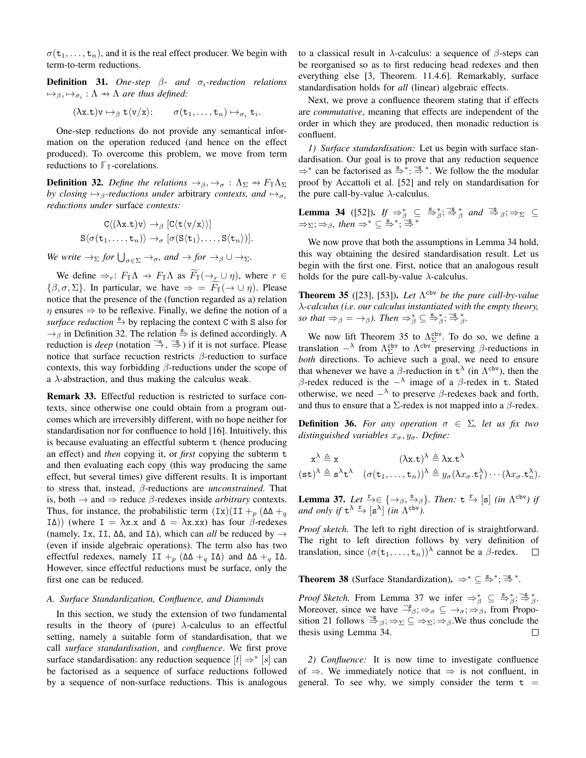$\sigma(\mathtt{t}_1, \ldots, \mathtt{t}_n)$, and it is the real effect producer. We begin with term-to-term reductions.

**Definition 31.** *One-step $\beta$- and $\sigma_i$-reduction relations $\mapsto_\beta, \mapsto_{\sigma_i} : \Lambda \nrightarrow \Lambda$ are thus defined:*

$$(\lambda \mathtt{x}.\mathtt{t})\mathtt{v} \mapsto_\beta \mathtt{t}\langle \mathtt{v}/\mathtt{x}\rangle; \qquad \sigma(\mathtt{t}_1, \ldots, \mathtt{t}_n) \mapsto_{\sigma_i} \mathtt{t}_i.$$

One-step reductions do not provide any semantical information on the operation reduced (and hence on the effect produced). To overcome this problem, we move from term reductions to $\mathbb{F}_{\mathbb{T}}$-corelations.

**Definition 32.** *Define the relations $\rightarrow_\beta, \rightarrow_\sigma : \Lambda_\Sigma \nrightarrow F_{\mathbb{T}}\Lambda_\Sigma$ by closing $\mapsto_\beta$-reductions under* arbitrary *contexts, and $\mapsto_{\sigma_i}$ reductions under* surface *contexts:*

$$\mathtt{C}\langle(\lambda \mathtt{x}.\mathtt{t})\mathtt{v}\rangle \rightarrow_\beta [\mathtt{C}\langle \mathtt{t}\langle \mathtt{v}/\mathtt{x}\rangle\rangle]$$
$$\mathtt{S}\langle\sigma(\mathtt{t}_1, \ldots, \mathtt{t}_n)\rangle \rightarrow_\sigma [\sigma(\mathtt{S}\langle \mathtt{t}_1\rangle, \ldots, \mathtt{S}\langle \mathtt{t}_n\rangle)].$$

*We write $\rightarrow_\Sigma$ for $\bigcup_{\sigma \in \Sigma} \rightarrow_\sigma$, and $\rightarrow$ for $\rightarrow_\beta \cup \rightarrow_\Sigma$.*

We define $\Rightarrow_r : F_{\mathbb{T}}\Lambda \nrightarrow F_{\mathbb{T}}\Lambda$ as $\widetilde{F_{\mathbb{T}}}(\rightarrow_r \cup\, \eta)$, where $r \in \{\beta, \sigma, \Sigma\}$. In particular, we have $\Rightarrow\; = \widetilde{F_{\mathbb{T}}}(\rightarrow \cup\, \eta)$. Please notice that the presence of the (function regarded as a) relation $\eta$ ensures $\Rightarrow$ to be reflexive. Finally, we define the notion of a *surface reduction* $\xrightarrow{\mathtt{s}}$ by replacing the context C with S also for $\rightarrow_\beta$ in Definition 32. The relation $\xRightarrow{\mathtt{s}}$ is defined accordingly. A reduction is *deep* (notation $\xrightarrow{\neg\mathtt{s}}$, $\xRightarrow{\neg\mathtt{s}}$) if it is not surface. Please notice that surface recuction restricts $\beta$-reduction to surface contexts, this way forbidding $\beta$-reductions under the scope of a $\lambda$-abstraction, and thus making the calculus weak.

**Remark 33.** Effectful reduction is restricted to surface contexts, since otherwise one could obtain from a program outcomes which are irreversibly different, with no hope neither for standardisation nor for confluence to hold [16]. Intuitively, this is because evaluating an effectful subterm t (hence producing an effect) and *then* copying it, or *first* copying the subterm t and then evaluating each copy (this way producing the same effect, but several times) give different results. It is important to stress that, instead, $\beta$-reductions are *unconstrained*. That is, both $\rightarrow$ and $\Rightarrow$ reduce $\beta$-redexes inside *arbitrary* contexts. Thus, for instance, the probabilistic term $(\mathtt{I}\mathtt{x})(\mathtt{I}\mathtt{I} +_p (\Delta\Delta +_q \mathtt{I}\Delta))$ (where $\mathtt{I} = \lambda \mathtt{x}.\mathtt{x}$ and $\Delta = \lambda \mathtt{x}.\mathtt{x}\mathtt{x}$) has four $\beta$-redexes (namely, $\mathtt{I}\mathtt{x}$, $\mathtt{I}\mathtt{I}$, $\Delta\Delta$, and $\mathtt{I}\Delta$), which can *all* be reduced by $\rightarrow$ (even if inside algebraic operations). The term also has two effectful redexes, namely $\mathtt{I}\mathtt{I} +_p (\Delta\Delta +_q \mathtt{I}\Delta)$ and $\Delta\Delta +_q \mathtt{I}\Delta$. However, since effectful reductions must be surface, only the first one can be reduced.

### A. Surface Standardization, Confluence, and Diamonds

In this section, we study the extension of two fundamental results in the theory of (pure) $\lambda$-calculus to an effectful setting, namely a suitable form of standardisation, that we call *surface standardisation*, and *confluence*. We first prove surface standardisation: any reduction sequence $[t] \Rightarrow^* [s]$ can be factorised as a sequence of surface reductions followed by a sequence of non-surface reductions. This is analogous to a classical result in $\lambda$-calculus: a sequence of $\beta$-steps can be reorganised so as to first reducing head redexes and then everything else [3, Theorem. 11.4.6]. Remarkably, surface standardisation holds for *all* (linear) algebraic effects.

Next, we prove a confluence theorem stating that if effects are *commutative*, meaning that effects are independent of the order in which they are produced, then monadic reduction is confluent.

*1) Surface standardisation:* Let us begin with surface standardisation. Our goal is to prove that any reduction sequence $\Rightarrow^*$ can be factorised as $\xRightarrow{\mathtt{s}}{}^*; \xRightarrow{\neg\mathtt{s}}{}^*$. We follow the the modular proof by Accattoli et al. [52] and rely on standardisation for the pure call-by-value $\lambda$-calculus.

**Lemma 34** ([52]). *If $\Rightarrow_\beta^* \subseteq \xRightarrow{\mathtt{s}}{}_\beta^*; \xRightarrow{\neg\mathtt{s}}{}_\beta^*$ and $\xRightarrow{\neg\mathtt{s}}{}_\beta; \Rightarrow_\Sigma \subseteq \Rightarrow_\Sigma; \Rightarrow_\beta$, then $\Rightarrow^* \subseteq \xRightarrow{\mathtt{s}}{}^*; \xRightarrow{\neg\mathtt{s}}{}^*$*

We now prove that both the assumptions in Lemma 34 hold, this way obtaining the desired standardisation result. Let us begin with the first one. First, notice that an analogous result holds for the pure call-by-value $\lambda$-calculus.

**Theorem 35** ([23], [53]). *Let $\Lambda^{\mathtt{cbv}}$ be the pure call-by-value $\lambda$-calculus (i.e. our calculus instantiated with the empty theory, so that $\Rightarrow_\beta = \rightarrow_\beta$). Then $\Rightarrow_\beta^* \subseteq \xRightarrow{\mathtt{s}}{}_\beta^*; \xRightarrow{\neg\mathtt{s}}{}_\beta^*$.*

We now lift Theorem 35 to $\Lambda_\Sigma^{\mathtt{cbv}}$. To do so, we define a translation $-^\lambda$ from $\Lambda_\Sigma^{\mathtt{cbv}}$ to $\Lambda^{\mathtt{cbv}}$ preserving $\beta$-reductions in *both* directions. To achieve such a goal, we need to ensure that whenever we have a $\beta$-reduction in $\mathtt{t}^\lambda$ (in $\Lambda^{\mathtt{cbv}}$), then the $\beta$-redex reduced is the $-^\lambda$ image of a $\beta$-redex in t. Stated otherwise, we need $-^\lambda$ to preserve $\beta$-redexes back and forth, and thus to ensure that a $\Sigma$-redex is not mapped into a $\beta$-redex.

**Definition 36.** *For any operation $\sigma \in \Sigma$, let us fix two distinguished variables $x_\sigma, y_\sigma$. Define:*

$$\mathtt{x}^\lambda \triangleq \mathtt{x} \qquad\qquad (\lambda \mathtt{x}.\mathtt{t})^\lambda \triangleq \lambda \mathtt{x}.\mathtt{t}^\lambda$$
$$(\mathtt{s}\mathtt{t})^\lambda \triangleq \mathtt{s}^\lambda \mathtt{t}^\lambda \quad (\sigma(\mathtt{t}_1, \ldots, \mathtt{t}_n))^\lambda \triangleq y_\sigma(\lambda x_\sigma.\mathtt{t}_1^\lambda) \cdots (\lambda x_\sigma.\mathtt{t}_n^\lambda).$$

**Lemma 37.** *Let $\xrightarrow{\mathtt{r}} \in \{\rightarrow_\beta, \xrightarrow{\mathtt{s}}_\beta\}$. Then: $\mathtt{t} \xrightarrow{\mathtt{r}} [\mathtt{s}]$ (in $\Lambda^{\mathtt{cbv}}$) if and only if $\mathtt{t}^\lambda \xrightarrow{\mathtt{r}} [\mathtt{s}^\lambda]$ (in $\Lambda^{\mathtt{cbv}}$).*

*Proof sketch.* The left to right direction of is straightforward. The right to left direction follows by very definition of translation, since $(\sigma(\mathtt{t}_1, \ldots, \mathtt{t}_n))^\lambda$ cannot be a $\beta$-redex. $\square$

**Theorem 38** (Surface Standardization). $\Rightarrow^* \subseteq \xRightarrow{\mathtt{s}}{}^*; \xRightarrow{\neg\mathtt{s}}{}^*$.

*Proof Sketch.* From Lemma 37 we infer $\Rightarrow_\beta^* \subseteq \xRightarrow{\mathtt{s}}{}_\beta^*; \xRightarrow{\neg\mathtt{s}}{}_\beta^*$. Moreover, since we have $\xrightarrow{\neg\mathtt{s}}_\beta; \Rightarrow_\sigma \subseteq \rightarrow_\sigma; \Rightarrow_\beta$, from Proposition 21 follows $\xRightarrow{\neg\mathtt{s}}{}_\beta; \Rightarrow_\Sigma \subseteq \Rightarrow_\Sigma; \Rightarrow_\beta$. We thus conclude the thesis using Lemma 34. $\square$

*2) Confluence:* It is now time to investigate confluence of $\Rightarrow$. We immediately notice that $\Rightarrow$ is not confluent, in general. To see why, we simply consider the term t =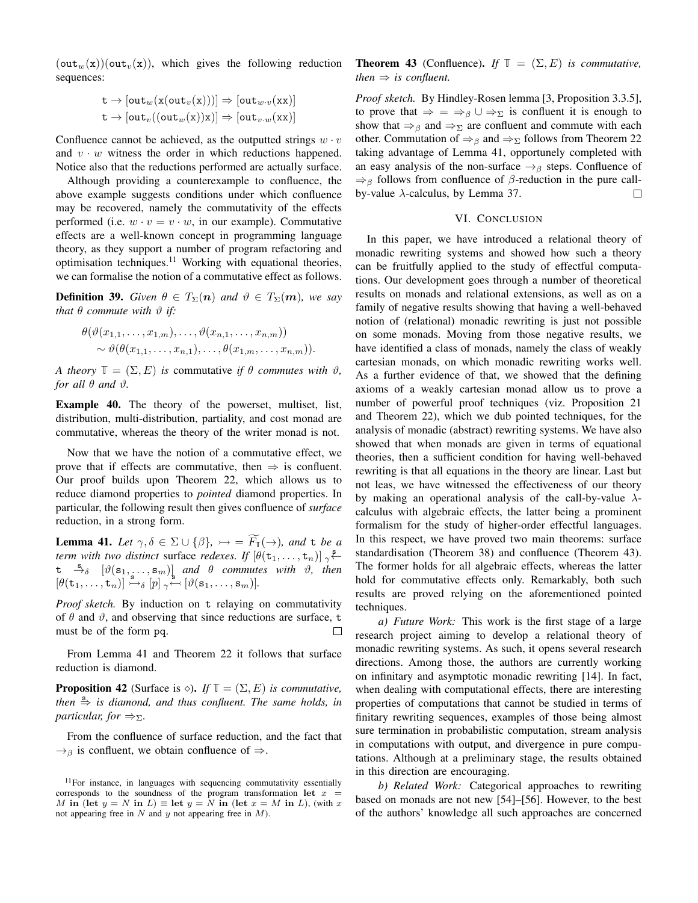$(\mathtt{out}_w(\mathtt{x}))(\mathtt{out}_v(\mathtt{x}))$, which gives the following reduction sequences:

$$\mathtt{t} \to [\mathtt{out}_w(\mathtt{x}(\mathtt{out}_v(\mathtt{x})))] \Rightarrow [\mathtt{out}_{w\cdot v}(\mathtt{xx})]$$
$$\mathtt{t} \to [\mathtt{out}_v((\mathtt{out}_w(\mathtt{x}))\mathtt{x})] \Rightarrow [\mathtt{out}_{v\cdot w}(\mathtt{xx})]$$

Confluence cannot be achieved, as the outputted strings $w \cdot v$ and $v \cdot w$ witness the order in which reductions happened. Notice also that the reductions performed are actually surface.

Although providing a counterexample to confluence, the above example suggests conditions under which confluence may be recovered, namely the commutativity of the effects performed (i.e. $w \cdot v = v \cdot w$, in our example). Commutative effects are a well-known concept in programming language theory, as they support a number of program refactoring and optimisation techniques.[11] Working with equational theories, we can formalise the notion of a commutative effect as follows.

**Definition 39.** *Given $\theta \in T_\Sigma(\boldsymbol{n})$ and $\vartheta \in T_\Sigma(\boldsymbol{m})$, we say that $\theta$ commute with $\vartheta$ if:*

$$\theta(\vartheta(x_{1,1}, \ldots, x_{1,m}), \ldots, \vartheta(x_{n,1}, \ldots, x_{n,m})) \sim \vartheta(\theta(x_{1,1}, \ldots, x_{n,1}), \ldots, \theta(x_{1,m}, \ldots, x_{n,m})).$$

*A theory $\mathbb{T} = (\Sigma, E)$ is* commutative *if $\theta$ commutes with $\vartheta$, for all $\theta$ and $\vartheta$.*

**Example 40.** The theory of the powerset, multiset, list, distribution, multi-distribution, partiality, and cost monad are commutative, whereas the theory of the writer monad is not.

Now that we have the notion of a commutative effect, we prove that if effects are commutative, then $\Rightarrow$ is confluent. Our proof builds upon Theorem 22, which allows us to reduce diamond properties to *pointed* diamond properties. In particular, the following result then gives confluence of *surface* reduction, in a strong form.

**Lemma 41.** *Let $\gamma, \delta \in \Sigma \cup \{\beta\}$, $\rightarrowtail = \widetilde{F_\mathbb{T}}(\to)$, and $\mathtt{t}$ be a term with two distinct* surface *redexes. If $[\theta(\mathtt{t}_1, \ldots, \mathtt{t}_n)] \,{}_\gamma\!\overset{\mathtt{s}}{\leftarrow}\, \mathtt{t} \overset{\mathtt{s}}{\to}_\delta [\vartheta(\mathtt{s}_1, \ldots, \mathtt{s}_m)]$ and $\theta$ commutes with $\vartheta$, then $[\theta(\mathtt{t}_1, \ldots, \mathtt{t}_n)] \overset{\mathtt{s}}{\rightarrowtail}_\delta [p] \,{}_\gamma\!\overset{\mathtt{s}}{\leftarrowtail} [\vartheta(\mathtt{s}_1, \ldots, \mathtt{s}_m)]$.*

*Proof sketch.* By induction on $\mathtt{t}$ relaying on commutativity of $\theta$ and $\vartheta$, and observing that since reductions are surface, $\mathtt{t}$ must be of the form $\mathtt{pq}$. □

From Lemma 41 and Theorem 22 it follows that surface reduction is diamond.

**Proposition 42** (Surface is $\diamond$). *If $\mathbb{T} = (\Sigma, E)$ is commutative, then $\overset{\mathtt{s}}{\Rightarrow}$ is diamond, and thus confluent. The same holds, in particular, for $\Rightarrow_\Sigma$.*

From the confluence of surface reduction, and the fact that $\to_\beta$ is confluent, we obtain confluence of $\Rightarrow$.

**Theorem 43** (Confluence). *If $\mathbb{T} = (\Sigma, E)$ is commutative, then $\Rightarrow$ is confluent.*

*Proof sketch.* By Hindley-Rosen lemma [3, Proposition 3.3.5], to prove that $\Rightarrow \;=\; \Rightarrow_\beta \cup \Rightarrow_\Sigma$ is confluent it is enough to show that $\Rightarrow_\beta$ and $\Rightarrow_\Sigma$ are confluent and commute with each other. Commutation of $\Rightarrow_\beta$ and $\Rightarrow_\Sigma$ follows from Theorem 22 taking advantage of Lemma 41, opportunely completed with an easy analysis of the non-surface $\to_\beta$ steps. Confluence of $\Rightarrow_\beta$ follows from confluence of $\beta$-reduction in the pure call-by-value $\lambda$-calculus, by Lemma 37. □

## VI. Conclusion

In this paper, we have introduced a relational theory of monadic rewriting systems and showed how such a theory can be fruitfully applied to the study of effectful computations. Our development goes through a number of theoretical results on monads and relational extensions, as well as on a family of negative results showing that having a well-behaved notion of (relational) monadic rewriting is just not possible on some monads. Moving from those negative results, we have identified a class of monads, namely the class of weakly cartesian monads, on which monadic rewriting works well. As a further evidence of that, we showed that the defining axioms of a weakly cartesian monad allow us to prove a number of powerful proof techniques (viz. Proposition 21 and Theorem 22), which we dub pointed techniques, for the analysis of monadic (abstract) rewriting systems. We have also showed that when monads are given in terms of equational theories, then a sufficient condition for having well-behaved rewriting is that all equations in the theory are linear. Last but not leas, we have witnessed the effectiveness of our theory by making an operational analysis of the call-by-value $\lambda$-calculus with algebraic effects, the latter being a prominent formalism for the study of higher-order effectful languages. In this respect, we have proved two main theorems: surface standardisation (Theorem 38) and confluence (Theorem 43). The former holds for all algebraic effects, whereas the latter hold for commutative effects only. Remarkably, both such results are proved relying on the aforementioned pointed techniques.

*a) Future Work:* This work is the first stage of a large research project aiming to develop a relational theory of monadic rewriting systems. As such, it opens several research directions. Among those, the authors are currently working on infinitary and asymptotic monadic rewriting [14]. In fact, when dealing with computational effects, there are interesting properties of computations that cannot be studied in terms of finitary rewriting sequences, examples of those being almost sure termination in probabilistic computation, stream analysis in computations with output, and divergence in pure computations. Although at a preliminary stage, the results obtained in this direction are encouraging.

*b) Related Work:* Categorical approaches to rewriting based on monads are not new [54]–[56]. However, to the best of the authors' knowledge all such approaches are concerned

[11] For instance, in languages with sequencing commutativity essentially corresponds to the soundness of the program transformation **let** $x = M$ **in** (**let** $y = N$ **in** $L$) $\equiv$ **let** $y = N$ **in** (**let** $x = M$ **in** $L$), (with $x$ not appearing free in $N$ and $y$ not appearing free in $M$).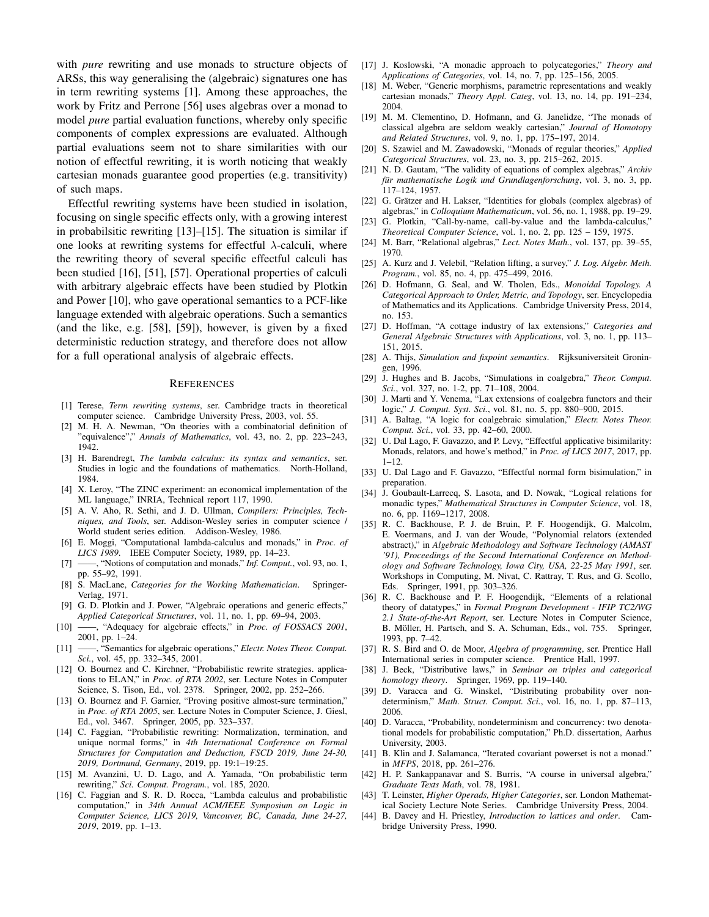with *pure* rewriting and use monads to structure objects of ARSs, this way generalising the (algebraic) signatures one has in term rewriting systems [1]. Among these approaches, the work by Fritz and Perrone [56] uses algebras over a monad to model *pure* partial evaluation functions, whereby only specific components of complex expressions are evaluated. Although partial evaluations seem not to share similarities with our notion of effectful rewriting, it is worth noticing that weakly cartesian monads guarantee good properties (e.g. transitivity) of such maps.

Effectful rewriting systems have been studied in isolation, focusing on single specific effects only, with a growing interest in probabilsitic rewriting [13]–[15]. The situation is similar if one looks at rewriting systems for effectful $\lambda$-calculi, where the rewriting theory of several specific effectful calculi has been studied [16], [51], [57]. Operational properties of calculi with arbitrary algebraic effects have been studied by Plotkin and Power [10], who gave operational semantics to a PCF-like language extended with algebraic operations. Such a semantics (and the like, e.g. [58], [59]), however, is given by a fixed deterministic reduction strategy, and therefore does not allow for a full operational analysis of algebraic effects.

## References

[1] Terese, *Term rewriting systems*, ser. Cambridge tracts in theoretical computer science. Cambridge University Press, 2003, vol. 55.

[2] M. H. A. Newman, "On theories with a combinatorial definition of "equivalence"," *Annals of Mathematics*, vol. 43, no. 2, pp. 223–243, 1942.

[3] H. Barendregt, *The lambda calculus: its syntax and semantics*, ser. Studies in logic and the foundations of mathematics. North-Holland, 1984.

[4] X. Leroy, "The ZINC experiment: an economical implementation of the ML language," INRIA, Technical report 117, 1990.

[5] A. V. Aho, R. Sethi, and J. D. Ullman, *Compilers: Principles, Techniques, and Tools*, ser. Addison-Wesley series in computer science / World student series edition. Addison-Wesley, 1986.

[6] E. Moggi, "Computational lambda-calculus and monads," in *Proc. of LICS 1989*. IEEE Computer Society, 1989, pp. 14–23.

[7] ——, "Notions of computation and monads," *Inf. Comput.*, vol. 93, no. 1, pp. 55–92, 1991.

[8] S. MacLane, *Categories for the Working Mathematician*. Springer-Verlag, 1971.

[9] G. D. Plotkin and J. Power, "Algebraic operations and generic effects," *Applied Categorical Structures*, vol. 11, no. 1, pp. 69–94, 2003.

[10] ——, "Adequacy for algebraic effects," in *Proc. of FOSSACS 2001*, 2001, pp. 1–24.

[11] ——, "Semantics for algebraic operations," *Electr. Notes Theor. Comput. Sci.*, vol. 45, pp. 332–345, 2001.

[12] O. Bournez and C. Kirchner, "Probabilistic rewrite strategies. applications to ELAN," in *Proc. of RTA 2002*, ser. Lecture Notes in Computer Science, S. Tison, Ed., vol. 2378. Springer, 2002, pp. 252–266.

[13] O. Bournez and F. Garnier, "Proving positive almost-sure termination," in *Proc. of RTA 2005*, ser. Lecture Notes in Computer Science, J. Giesl, Ed., vol. 3467. Springer, 2005, pp. 323–337.

[14] C. Faggian, "Probabilistic rewriting: Normalization, termination, and unique normal forms," in *4th International Conference on Formal Structures for Computation and Deduction, FSCD 2019, June 24-30, 2019, Dortmund, Germany*, 2019, pp. 19:1–19:25.

[15] M. Avanzini, U. D. Lago, and A. Yamada, "On probabilistic term rewriting," *Sci. Comput. Program.*, vol. 185, 2020.

[16] C. Faggian and S. R. D. Rocca, "Lambda calculus and probabilistic computation," in *34th Annual ACM/IEEE Symposium on Logic in Computer Science, LICS 2019, Vancouver, BC, Canada, June 24-27, 2019*, 2019, pp. 1–13.

[17] J. Koslowski, "A monadic approach to polycategories," *Theory and Applications of Categories*, vol. 14, no. 7, pp. 125–156, 2005.

[18] M. Weber, "Generic morphisms, parametric representations and weakly cartesian monads," *Theory Appl. Categ*, vol. 13, no. 14, pp. 191–234, 2004.

[19] M. M. Clementino, D. Hofmann, and G. Janelidze, "The monads of classical algebra are seldom weakly cartesian," *Journal of Homotopy and Related Structures*, vol. 9, no. 1, pp. 175–197, 2014.

[20] S. Szawiel and M. Zawadowski, "Monads of regular theories," *Applied Categorical Structures*, vol. 23, no. 3, pp. 215–262, 2015.

[21] N. D. Gautam, "The validity of equations of complex algebras," *Archiv für mathematische Logik und Grundlagenforschung*, vol. 3, no. 3, pp. 117–124, 1957.

[22] G. Grätzer and H. Lakser, "Identities for globals (complex algebras) of algebras," in *Colloquium Mathematicum*, vol. 56, no. 1, 1988, pp. 19–29.

[23] G. Plotkin, "Call-by-name, call-by-value and the lambda-calculus," *Theoretical Computer Science*, vol. 1, no. 2, pp. 125 – 159, 1975.

[24] M. Barr, "Relational algebras," *Lect. Notes Math.*, vol. 137, pp. 39–55, 1970.

[25] A. Kurz and J. Velebil, "Relation lifting, a survey," *J. Log. Algebr. Meth. Program.*, vol. 85, no. 4, pp. 475–499, 2016.

[26] D. Hofmann, G. Seal, and W. Tholen, Eds., *Monoidal Topology. A Categorical Approach to Order, Metric, and Topology*, ser. Encyclopedia of Mathematics and its Applications. Cambridge University Press, 2014, no. 153.

[27] D. Hoffman, "A cottage industry of lax extensions," *Categories and General Algebraic Structures with Applications*, vol. 3, no. 1, pp. 113–151, 2015.

[28] A. Thijs, *Simulation and fixpoint semantics*. Rijksuniversiteit Groningen, 1996.

[29] J. Hughes and B. Jacobs, "Simulations in coalgebra," *Theor. Comput. Sci.*, vol. 327, no. 1-2, pp. 71–108, 2004.

[30] J. Marti and Y. Venema, "Lax extensions of coalgebra functors and their logic," *J. Comput. Syst. Sci.*, vol. 81, no. 5, pp. 880–900, 2015.

[31] A. Baltag, "A logic for coalgebraic simulation," *Electr. Notes Theor. Comput. Sci.*, vol. 33, pp. 42–60, 2000.

[32] U. Dal Lago, F. Gavazzo, and P. Levy, "Effectful applicative bisimilarity: Monads, relators, and howe's method," in *Proc. of LICS 2017*, 2017, pp. 1–12.

[33] U. Dal Lago and F. Gavazzo, "Effectful normal form bisimulation," in preparation.

[34] J. Goubault-Larrecq, S. Lasota, and D. Nowak, "Logical relations for monadic types," *Mathematical Structures in Computer Science*, vol. 18, no. 6, pp. 1169–1217, 2008.

[35] R. C. Backhouse, P. J. de Bruin, P. F. Hoogendijk, G. Malcolm, E. Voermans, and J. van der Woude, "Polynomial relators (extended abstract)," in *Algebraic Methodology and Software Technology (AMAST '91), Proceedings of the Second International Conference on Methodology and Software Technology, Iowa City, USA, 22-25 May 1991*, ser. Workshops in Computing, M. Nivat, C. Rattray, T. Rus, and G. Scollo, Eds. Springer, 1991, pp. 303–326.

[36] R. C. Backhouse and P. F. Hoogendijk, "Elements of a relational theory of datatypes," in *Formal Program Development - IFIP TC2/WG 2.1 State-of-the-Art Report*, ser. Lecture Notes in Computer Science, B. Möller, H. Partsch, and S. A. Schuman, Eds., vol. 755. Springer, 1993, pp. 7–42.

[37] R. S. Bird and O. de Moor, *Algebra of programming*, ser. Prentice Hall International series in computer science. Prentice Hall, 1997.

[38] J. Beck, "Distributive laws," in *Seminar on triples and categorical homology theory*. Springer, 1969, pp. 119–140.

[39] D. Varacca and G. Winskel, "Distributing probability over non-determinism," *Math. Struct. Comput. Sci.*, vol. 16, no. 1, pp. 87–113, 2006.

[40] D. Varacca, "Probability, nondeterminism and concurrency: two denotational models for probabilistic computation," Ph.D. dissertation, Aarhus University, 2003.

[41] B. Klin and J. Salamanca, "Iterated covariant powerset is not a monad." in *MFPS*, 2018, pp. 261–276.

[42] H. P. Sankappanavar and S. Burris, "A course in universal algebra," *Graduate Texts Math*, vol. 78, 1981.

[43] T. Leinster, *Higher Operads, Higher Categories*, ser. London Mathematical Society Lecture Note Series. Cambridge University Press, 2004.

[44] B. Davey and H. Priestley, *Introduction to lattices and order*. Cambridge University Press, 1990.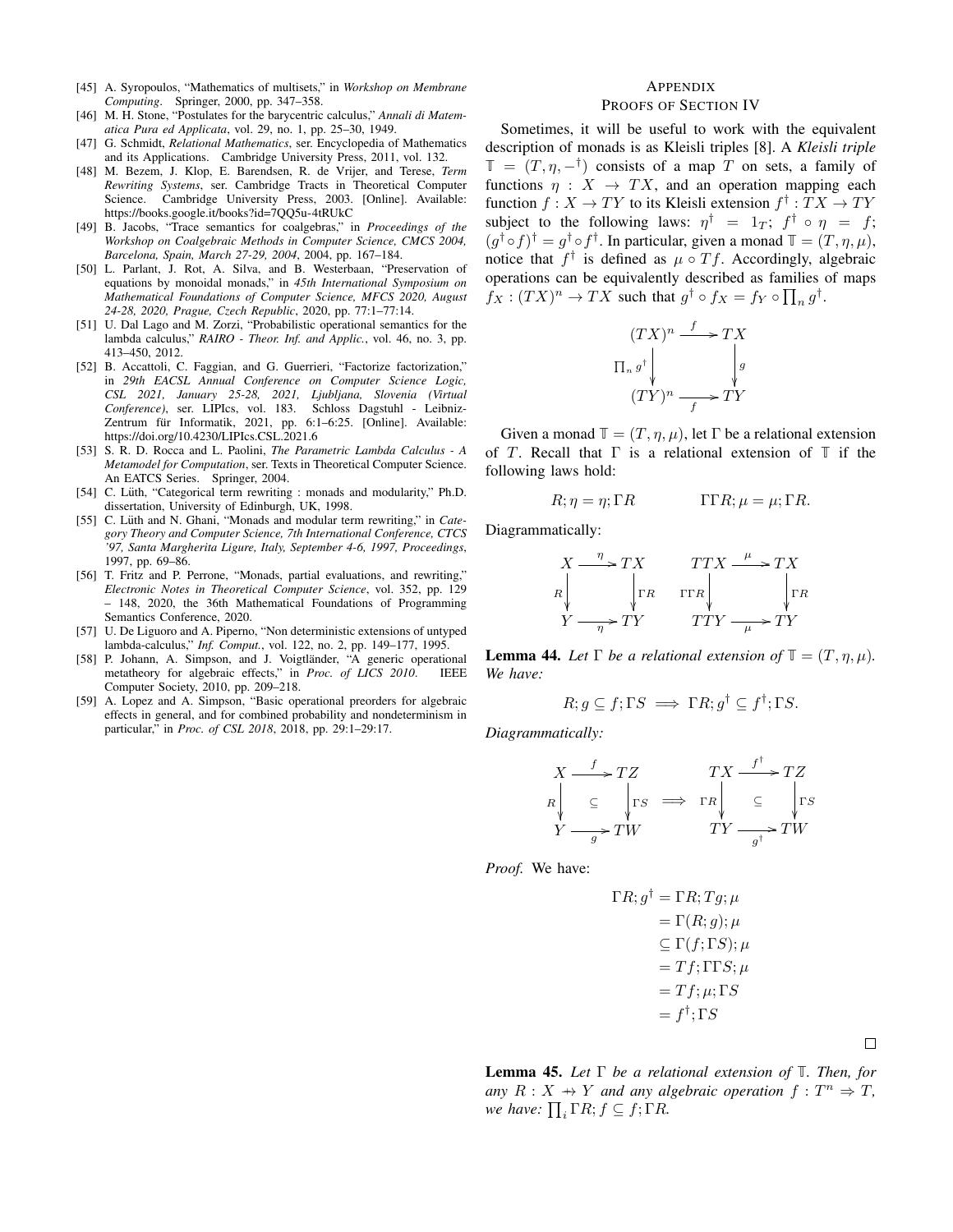[45] A. Syropoulos, "Mathematics of multisets," in *Workshop on Membrane Computing*. Springer, 2000, pp. 347–358.

[46] M. H. Stone, "Postulates for the barycentric calculus," *Annali di Matematica Pura ed Applicata*, vol. 29, no. 1, pp. 25–30, 1949.

[47] G. Schmidt, *Relational Mathematics*, ser. Encyclopedia of Mathematics and its Applications. Cambridge University Press, 2011, vol. 132.

[48] M. Bezem, J. Klop, E. Barendsen, R. de Vrijer, and Terese, *Term Rewriting Systems*, ser. Cambridge Tracts in Theoretical Computer Science. Cambridge University Press, 2003. [Online]. Available: https://books.google.it/books?id=7QQ5u-4tRUkC

[49] B. Jacobs, "Trace semantics for coalgebras," in *Proceedings of the Workshop on Coalgebraic Methods in Computer Science, CMCS 2004, Barcelona, Spain, March 27-29, 2004*, 2004, pp. 167–184.

[50] L. Parlant, J. Rot, A. Silva, and B. Westerbaan, "Preservation of equations by monoidal monads," in *45th International Symposium on Mathematical Foundations of Computer Science, MFCS 2020, August 24-28, 2020, Prague, Czech Republic*, 2020, pp. 77:1–77:14.

[51] U. Dal Lago and M. Zorzi, "Probabilistic operational semantics for the lambda calculus," *RAIRO - Theor. Inf. and Applic.*, vol. 46, no. 3, pp. 413–450, 2012.

[52] B. Accattoli, C. Faggian, and G. Guerrieri, "Factorize factorization," in *29th EACSL Annual Conference on Computer Science Logic, CSL 2021, January 25-28, 2021, Ljubljana, Slovenia (Virtual Conference)*, ser. LIPIcs, vol. 183. Schloss Dagstuhl - Leibniz-Zentrum für Informatik, 2021, pp. 6:1–6:25. [Online]. Available: https://doi.org/10.4230/LIPIcs.CSL.2021.6

[53] S. R. D. Rocca and L. Paolini, *The Parametric Lambda Calculus - A Metamodel for Computation*, ser. Texts in Theoretical Computer Science. An EATCS Series. Springer, 2004.

[54] C. Lüth, "Categorical term rewriting : monads and modularity," Ph.D. dissertation, University of Edinburgh, UK, 1998.

[55] C. Lüth and N. Ghani, "Monads and modular term rewriting," in *Category Theory and Computer Science, 7th International Conference, CTCS '97, Santa Margherita Ligure, Italy, September 4-6, 1997, Proceedings*, 1997, pp. 69–86.

[56] T. Fritz and P. Perrone, "Monads, partial evaluations, and rewriting," *Electronic Notes in Theoretical Computer Science*, vol. 352, pp. 129 – 148, 2020, the 36th Mathematical Foundations of Programming Semantics Conference, 2020.

[57] U. De Liguoro and A. Piperno, "Non deterministic extensions of untyped lambda-calculus," *Inf. Comput.*, vol. 122, no. 2, pp. 149–177, 1995.

[58] P. Johann, A. Simpson, and J. Voigtländer, "A generic operational metatheory for algebraic effects," in *Proc. of LICS 2010*. IEEE Computer Society, 2010, pp. 209–218.

[59] A. Lopez and A. Simpson, "Basic operational preorders for algebraic effects in general, and for combined probability and nondeterminism in particular," in *Proc. of CSL 2018*, 2018, pp. 29:1–29:17.

# Appendix
## Proofs of Section IV

Sometimes, it will be useful to work with the equivalent description of monads is as Kleisli triples [8]. A *Kleisli triple* $\mathbb{T} = (T, \eta, -^\dagger)$ consists of a map $T$ on sets, a family of functions $\eta : X \to TX$, and an operation mapping each function $f : X \to TY$ to its Kleisli extension $f^\dagger : TX \to TY$ subject to the following laws: $\eta^\dagger = 1_T$; $f^\dagger \circ \eta = f$; $(g^\dagger \circ f)^\dagger = g^\dagger \circ f^\dagger$. In particular, given a monad $\mathbb{T} = (T, \eta, \mu)$, notice that $f^\dagger$ is defined as $\mu \circ Tf$. Accordingly, algebraic operations can be equivalently described as families of maps $f_X : (TX)^n \to TX$ such that $g^\dagger \circ f_X = f_Y \circ \prod_n g^\dagger$.

$$\begin{array}{ccc}
(TX)^n & \xrightarrow{f} & TX \\
{\scriptstyle \prod_n g^\dagger}\downarrow & & \downarrow{\scriptstyle g} \\
(TY)^n & \xrightarrow[f]{} & TY
\end{array}$$

Given a monad $\mathbb{T} = (T, \eta, \mu)$, let $\Gamma$ be a relational extension of $T$. Recall that $\Gamma$ is a relational extension of $\mathbb{T}$ if the following laws hold:

$$R; \eta = \eta; \Gamma R \qquad\qquad \Gamma\Gamma R; \mu = \mu; \Gamma R.$$

Diagrammatically:

$$\begin{array}{ccc}
X & \xrightarrow{\eta} & TX \\
{\scriptstyle R}\downarrow & & \downarrow{\scriptstyle \Gamma R} \\
Y & \xrightarrow[\eta]{} & TY
\end{array}
\qquad
\begin{array}{ccc}
TTX & \xrightarrow{\mu} & TX \\
{\scriptstyle \Gamma\Gamma R}\downarrow & & \downarrow{\scriptstyle \Gamma R} \\
TTY & \xrightarrow[\mu]{} & TY
\end{array}$$

**Lemma 44.** *Let $\Gamma$ be a relational extension of $\mathbb{T} = (T, \eta, \mu)$. We have:*

$$R; g \subseteq f; \Gamma S \implies \Gamma R; g^\dagger \subseteq f^\dagger; \Gamma S.$$

*Diagrammatically:*

$$\begin{array}{ccc}
X & \xrightarrow{f} & TZ \\
{\scriptstyle R}\downarrow & \subseteq & \downarrow{\scriptstyle \Gamma S} \\
Y & \xrightarrow[g]{} & TW
\end{array}
\implies
\begin{array}{ccc}
TX & \xrightarrow{f^\dagger} & TZ \\
{\scriptstyle \Gamma R}\downarrow & \subseteq & \downarrow{\scriptstyle \Gamma S} \\
TY & \xrightarrow[g^\dagger]{} & TW
\end{array}$$

*Proof.* We have:

$$\begin{aligned}
\Gamma R; g^\dagger &= \Gamma R; Tg; \mu \\
&= \Gamma(R; g); \mu \\
&\subseteq \Gamma(f; \Gamma S); \mu \\
&= Tf; \Gamma\Gamma S; \mu \\
&= Tf; \mu; \Gamma S \\
&= f^\dagger; \Gamma S
\end{aligned}$$

□

**Lemma 45.** *Let $\Gamma$ be a relational extension of $\mathbb{T}$. Then, for any $R : X \nrightarrow Y$ and any algebraic operation $f : T^n \Rightarrow T$, we have: $\prod_i \Gamma R; f \subseteq f; \Gamma R$.*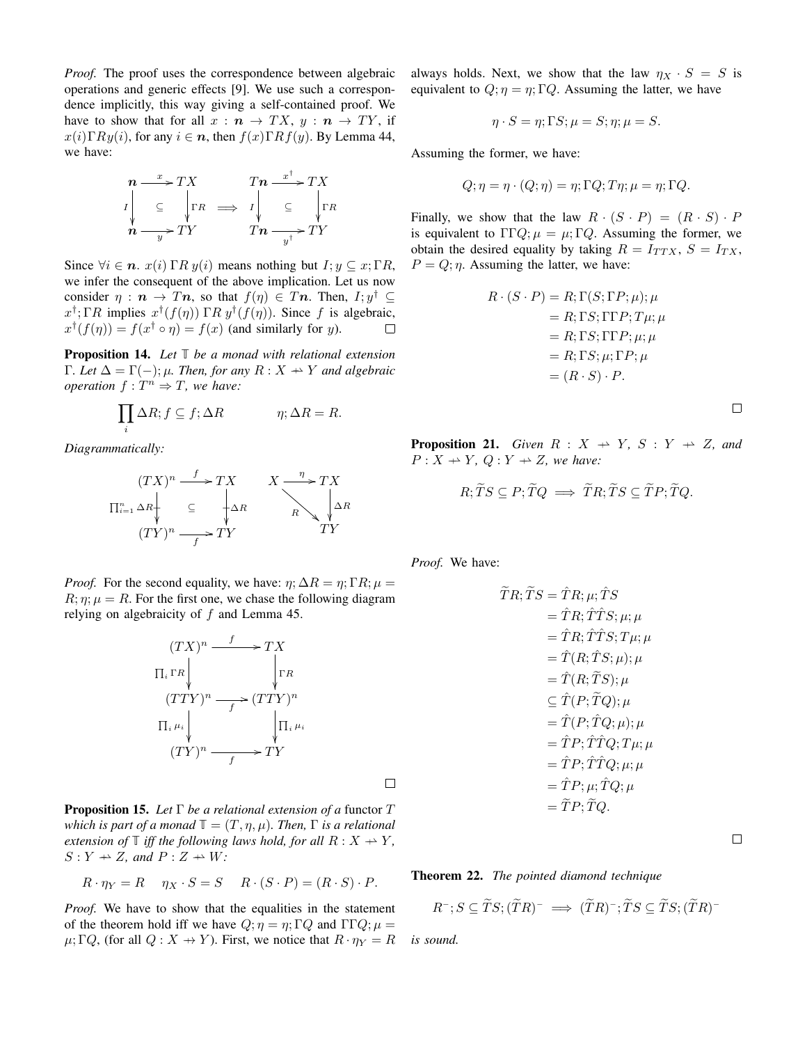*Proof.* The proof uses the correspondence between algebraic operations and generic effects [9]. We use such a correspondence implicitly, this way giving a self-contained proof. We have to show that for all $x : \boldsymbol{n} \to TX$, $y : \boldsymbol{n} \to TY$, if $x(i)\Gamma R y(i)$, for any $i \in \boldsymbol{n}$, then $f(x)\Gamma R f(y)$. By Lemma 44, we have:

$$
\begin{array}{ccc}
\boldsymbol{n} & \xrightarrow{x} & TX \\
{\scriptstyle I}\downarrow & \subseteq & \downarrow{\scriptstyle \Gamma R} \\
\boldsymbol{n} & \xrightarrow[y]{} & TY
\end{array}
\implies
\begin{array}{ccc}
T\boldsymbol{n} & \xrightarrow{x^\dagger} & TX \\
{\scriptstyle I}\downarrow & \subseteq & \downarrow{\scriptstyle \Gamma R} \\
T\boldsymbol{n} & \xrightarrow[y^\dagger]{} & TY
\end{array}
$$

Since $\forall i \in \boldsymbol{n}.\ x(i)\,\Gamma R\, y(i)$ means nothing but $I; y \subseteq x; \Gamma R$, we infer the consequent of the above implication. Let us now consider $\eta : \boldsymbol{n} \to T\boldsymbol{n}$, so that $f(\eta) \in T\boldsymbol{n}$. Then, $I; y^\dagger \subseteq x^\dagger; \Gamma R$ implies $x^\dagger(f(\eta))\,\Gamma R\, y^\dagger(f(\eta))$. Since $f$ is algebraic, $x^\dagger(f(\eta)) = f(x^\dagger \circ \eta) = f(x)$ (and similarly for $y$). □

**Proposition 14.** *Let $\mathbb{T}$ be a monad with relational extension $\Gamma$. Let $\Delta = \Gamma(-);\mu$. Then, for any $R : X \nrightarrow Y$ and algebraic operation $f : T^n \Rightarrow T$, we have:*

$$\prod_i \Delta R; f \subseteq f; \Delta R \qquad\qquad \eta; \Delta R = R.$$

*Diagrammatically:*

$$
\begin{array}{ccc}
(TX)^n & \xrightarrow{f} & TX \\
{\scriptstyle \prod_{i=1}^n \Delta R}\downarrow & \subseteq & \downarrow{\scriptstyle \Delta R} \\
(TY)^n & \xrightarrow[f]{} & TY
\end{array}
\qquad
\begin{array}{ccc}
X & \xrightarrow{\eta} & TX \\
& {\scriptstyle R}\searrow & \downarrow{\scriptstyle \Delta R} \\
& & TY
\end{array}
$$

*Proof.* For the second equality, we have: $\eta; \Delta R = \eta; \Gamma R; \mu = R; \eta; \mu = R$. For the first one, we chase the following diagram relying on algebraicity of $f$ and Lemma 45.

$$
\begin{array}{ccc}
(TX)^n & \xrightarrow{f} & TX \\
{\scriptstyle \prod_i \Gamma R}\downarrow & & \downarrow{\scriptstyle \Gamma R} \\
(TTY)^n & \xrightarrow[f]{} & (TTY)^n \\
{\scriptstyle \prod_i \mu_i}\downarrow & & \downarrow{\scriptstyle \prod_i \mu_i} \\
(TY)^n & \xrightarrow[f]{} & TY
\end{array}
$$

□

**Proposition 15.** *Let $\Gamma$ be a relational extension of a* functor *$T$ which is part of a monad $\mathbb{T} = (T, \eta, \mu)$. Then, $\Gamma$ is a relational extension of $\mathbb{T}$ iff the following laws hold, for all $R : X \nrightarrow Y$, $S : Y \nrightarrow Z$, and $P : Z \nrightarrow W$:*

$$R \cdot \eta_Y = R \qquad \eta_X \cdot S = S \qquad R \cdot (S \cdot P) = (R \cdot S) \cdot P.$$

*Proof.* We have to show that the equalities in the statement of the theorem hold iff we have $Q; \eta = \eta; \Gamma Q$ and $\Gamma\Gamma Q; \mu = \mu; \Gamma Q$, (for all $Q : X \nrightarrow Y$). First, we notice that $R \cdot \eta_Y = R$ always holds. Next, we show that the law $\eta_X \cdot S = S$ is equivalent to $Q; \eta = \eta; \Gamma Q$. Assuming the latter, we have

$$\eta \cdot S = \eta; \Gamma S; \mu = S; \eta; \mu = S.$$

Assuming the former, we have:

$$Q; \eta = \eta \cdot (Q; \eta) = \eta; \Gamma Q; T\eta; \mu = \eta; \Gamma Q.$$

Finally, we show that the law $R \cdot (S \cdot P) = (R \cdot S) \cdot P$ is equivalent to $\Gamma\Gamma Q; \mu = \mu; \Gamma Q$. Assuming the former, we obtain the desired equality by taking $R = I_{TTX}$, $S = I_{TX}$, $P = Q; \eta$. Assuming the latter, we have:

$$
\begin{aligned}
R \cdot (S \cdot P) &= R; \Gamma(S; \Gamma P; \mu); \mu \\
&= R; \Gamma S; \Gamma\Gamma P; T\mu; \mu \\
&= R; \Gamma S; \Gamma\Gamma P; \mu; \mu \\
&= R; \Gamma S; \mu; \Gamma P; \mu \\
&= (R \cdot S) \cdot P.
\end{aligned}
$$

□

**Proposition 21.** *Given $R : X \nrightarrow Y$, $S : Y \nrightarrow Z$, and $P : X \nrightarrow Y$, $Q : Y \nrightarrow Z$, we have:*

$$R; \widetilde{T}S \subseteq P; \widetilde{T}Q \implies \widetilde{T}R; \widetilde{T}S \subseteq \widetilde{T}P; \widetilde{T}Q.$$

*Proof.* We have:

$$
\begin{aligned}
\widetilde{T}R; \widetilde{T}S &= \hat{T}R; \mu; \hat{T}S \\
&= \hat{T}R; \hat{T}\hat{T}S; \mu; \mu \\
&= \hat{T}R; \hat{T}\hat{T}S; T\mu; \mu \\
&= \hat{T}(R; \hat{T}S; \mu); \mu \\
&= \hat{T}(R; \widetilde{T}S); \mu \\
&\subseteq \hat{T}(P; \widetilde{T}Q); \mu \\
&= \hat{T}(P; \hat{T}Q; \mu); \mu \\
&= \hat{T}P; \hat{T}\hat{T}Q; T\mu; \mu \\
&= \hat{T}P; \hat{T}\hat{T}Q; \mu; \mu \\
&= \hat{T}P; \mu; \hat{T}Q; \mu \\
&= \widetilde{T}P; \widetilde{T}Q.
\end{aligned}
$$

□

**Theorem 22.** *The pointed diamond technique*

$$R^-; S \subseteq \widetilde{T}S; (\widetilde{T}R)^- \implies (\widetilde{T}R)^-; \widetilde{T}S \subseteq \widetilde{T}S; (\widetilde{T}R)^-$$

*is sound.*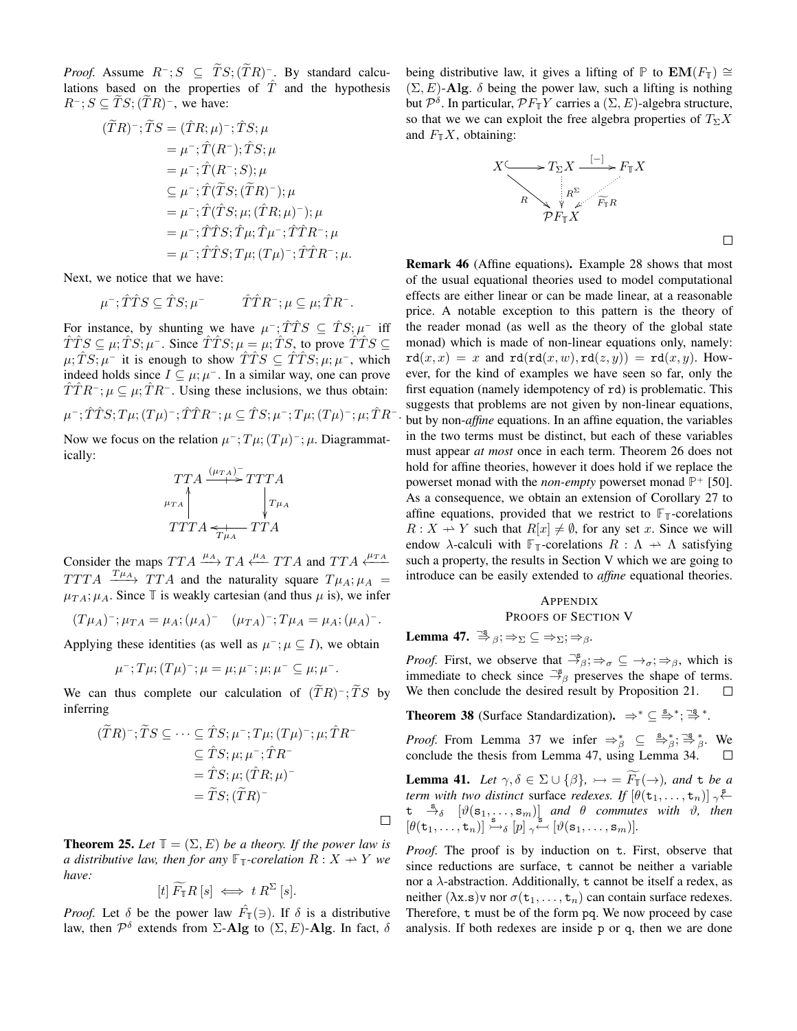*Proof.* Assume $R^-; S \subseteq \widetilde{T}S; (\widetilde{T}R)^-$. By standard calculations based on the properties of $\hat{T}$ and the hypothesis $R^-; S \subseteq \widetilde{T}S; (\widetilde{T}R)^-$, we have:

$$
\begin{aligned}
(\widetilde{T}R)^-; \widetilde{T}S &= (\hat{T}R; \mu)^-; \hat{T}S; \mu \\
&= \mu^-; \hat{T}(R^-); \hat{T}S; \mu \\
&= \mu^-; \hat{T}(R^-; S); \mu \\
&\subseteq \mu^-; \hat{T}(\widetilde{T}S; (\widetilde{T}R)^-); \mu \\
&= \mu^-; \hat{T}(\hat{T}S; \mu; (\hat{T}R; \mu)^-); \mu \\
&= \mu^-; \hat{T}\hat{T}S; \hat{T}\mu; \hat{T}\mu^-; \hat{T}\hat{T}R^-; \mu \\
&= \mu^-; \hat{T}\hat{T}S; T\mu; (T\mu)^-; \hat{T}\hat{T}R^-; \mu.
\end{aligned}
$$

Next, we notice that we have:

$$
\mu^-; \hat{T}\hat{T}S \subseteq \hat{T}S; \mu^- \qquad \hat{T}\hat{T}R^-; \mu \subseteq \mu; \hat{T}R^-.
$$

For instance, by shunting we have $\mu^-; \hat{T}\hat{T}S \subseteq \hat{T}S; \mu^-$ iff $\hat{T}\hat{T}S \subseteq \mu; \hat{T}S; \mu^-$. Since $\hat{T}\hat{T}S; \mu = \mu; \hat{T}S$, to prove $\hat{T}\hat{T}S \subseteq \mu; \hat{T}S; \mu^-$ it is enough to show $\hat{T}\hat{T}S \subseteq \hat{T}\hat{T}S; \mu; \mu^-$, which indeed holds since $I \subseteq \mu; \mu^-$. In a similar way, one can prove $\hat{T}\hat{T}R^-; \mu \subseteq \mu; \hat{T}R^-$. Using these inclusions, we thus obtain:

$$
\mu^-; \hat{T}\hat{T}S; T\mu; (T\mu)^-; \hat{T}\hat{T}R^-; \mu \subseteq \hat{T}S; \mu^-; T\mu; (T\mu)^-; \mu; \hat{T}R^-.
$$

Now we focus on the relation $\mu^-; T\mu; (T\mu)^-; \mu$. Diagrammatically:

$$
\begin{array}{ccc}
TTA & \xrightarrow{(\mu_{TA})^-} & TTTA \\
\mu_{TA} \uparrow & & \downarrow T\mu_A \\
TTTA & \xleftarrow[T\mu_A]{} & TTA
\end{array}
$$

Consider the maps $TTA \xrightarrow{\mu_A} TA \xleftarrow{\mu_A} TTA$ and $TTA \xleftarrow{\mu_{TA}} TTTA \xrightarrow{T\mu_A} TTA$ and the naturality square $T\mu_A; \mu_A = \mu_{TA}; \mu_A$. Since $\mathbb{T}$ is weakly cartesian (and thus $\mu$ is), we infer

$$
(T\mu_A)^-; \mu_{TA} = \mu_A; (\mu_A)^- \quad (\mu_{TA})^-; T\mu_A = \mu_A; (\mu_A)^-.
$$

Applying these identities (as well as $\mu^-; \mu \subseteq I$), we obtain

$$
\mu^-; T\mu; (T\mu)^-; \mu = \mu; \mu^-; \mu; \mu^- \subseteq \mu; \mu^-.
$$

We can thus complete our calculation of $(\widetilde{T}R)^-; \widetilde{T}S$ by inferring

$$
\begin{aligned}
(\widetilde{T}R)^-; \widetilde{T}S &\subseteq \cdots \subseteq \hat{T}S; \mu^-; T\mu; (T\mu)^-; \mu; \hat{T}R^- \\
&\subseteq \hat{T}S; \mu; \mu^-; \hat{T}R^- \\
&= \hat{T}S; \mu; (\hat{T}R; \mu)^- \\
&= \widetilde{T}S; (\widetilde{T}R)^-
\end{aligned}
$$

□

**Theorem 25.** *Let $\mathbb{T} = (\Sigma, E)$ be a theory. If the power law is a distributive law, then for any $\mathbb{F}_{\mathbb{T}}$-corelation $R : X \twoheadrightarrow Y$ we have:*

$$
[t]\, \widetilde{F_{\mathbb{T}}}R\, [s] \iff t\ R^{\Sigma}\, [s].
$$

*Proof.* Let $\delta$ be the power law $\hat{F}_{\mathbb{T}}(\ni)$. If $\delta$ is a distributive law, then $\mathcal{P}^{\delta}$ extends from $\Sigma$-**Alg** to $(\Sigma, E)$-**Alg**. In fact, $\delta$ being distributive law, it gives a lifting of $\mathbb{P}$ to $\mathbf{EM}(F_{\mathbb{T}}) \cong (\Sigma, E)$-**Alg**. $\delta$ being the power law, such a lifting is nothing but $\mathcal{P}^{\delta}$. In particular, $\mathcal{P}F_{\mathbb{T}}Y$ carries a $(\Sigma, E)$-algebra structure, so that we we can exploit the free algebra properties of $T_{\Sigma}X$ and $F_{\mathbb{T}}X$, obtaining:

$$
\begin{array}{ccccc}
X & \hookrightarrow & T_{\Sigma}X & \xrightarrow{[-]} & F_{\mathbb{T}}X \\
& \searrow^{R} & \vdots\, R^{\Sigma} & \swarrow^{\widetilde{F_{\mathbb{T}}}R} & \\
& & \mathcal{P}F_{\mathbb{T}}X & &
\end{array}
$$

□

**Remark 46** (Affine equations). Example 28 shows that most of the usual equational theories used to model computational effects are either linear or can be made linear, at a reasonable price. A notable exception to this pattern is the theory of the reader monad (as well as the theory of the global state monad) which is made of non-linear equations only, namely: $\mathtt{rd}(x, x) = x$ and $\mathtt{rd}(\mathtt{rd}(x, w), \mathtt{rd}(z, y)) = \mathtt{rd}(x, y)$. However, for the kind of examples we have seen so far, only the first equation (namely idempotency of $\mathtt{rd}$) is problematic. This suggests that problems are not given by non-linear equations, but by non-*affine* equations. In an affine equation, the variables in the two terms must be distinct, but each of these variables must appear *at most* once in each term. Theorem 26 does not hold for affine theories, however it does hold if we replace the powerset monad with the *non-empty* powerset monad $\mathbb{P}^+$ [50]. As a consequence, we obtain an extension of Corollary 27 to affine equations, provided that we restrict to $\mathbb{F}_{\mathbb{T}}$-corelations $R : X \twoheadrightarrow Y$ such that $R[x] \neq \emptyset$, for any set $x$. Since we will endow $\lambda$-calculi with $\mathbb{F}_{\mathbb{T}}$-corelations $R : \Lambda \twoheadrightarrow \Lambda$ satisfying such a property, the results in Section V which we are going to introduce can be easily extended to *affine* equational theories.

## Appendix
### Proofs of Section V

**Lemma 47.** $\overset{\neg s}{\Rightarrow}_{\beta}; \Rightarrow_{\Sigma} \subseteq \Rightarrow_{\Sigma}; \Rightarrow_{\beta}$.

*Proof.* First, we observe that $\overset{\neg s}{\rightarrow}_{\beta}; \Rightarrow_{\sigma} \subseteq \rightarrow_{\sigma}; \Rightarrow_{\beta}$, which is immediate to check since $\overset{\neg s}{\rightarrow}_{\beta}$ preserves the shape of terms. We then conclude the desired result by Proposition 21. □

**Theorem 38** (Surface Standardization). $\Rightarrow^* \subseteq \overset{s}{\Rightarrow}^*; \overset{\neg s}{\Rightarrow}^*$.

*Proof.* From Lemma 37 we infer $\Rightarrow^*_{\beta} \subseteq \overset{s}{\Rightarrow}^*_{\beta}; \overset{\neg s}{\Rightarrow}^*_{\beta}$. We conclude the thesis from Lemma 47, using Lemma 34. □

**Lemma 41.** *Let $\gamma, \delta \in \Sigma \cup \{\beta\}$, $\rightarrowtail = \widetilde{F_{\mathbb{T}}}(\rightarrow)$, and $\mathtt{t}$ be a term with two distinct* surface *redexes. If $[\theta(\mathtt{t}_1, \ldots, \mathtt{t}_n)]\ {}_{\gamma}\!\overset{s}{\leftarrow}\ \mathtt{t}\ \overset{s}{\rightarrow}_{\delta}\ [\vartheta(\mathtt{s}_1, \ldots, \mathtt{s}_m)]$ and $\theta$ commutes with $\vartheta$, then $[\theta(\mathtt{t}_1, \ldots, \mathtt{t}_n)] \overset{s}{\rightarrowtail}_{\delta} [p]\ {}_{\gamma}\!\overset{s}{\leftarrowtail} [\vartheta(\mathtt{s}_1, \ldots, \mathtt{s}_m)]$.*

*Proof.* The proof is by induction on $\mathtt{t}$. First, observe that since reductions are surface, $\mathtt{t}$ cannot be neither a variable nor a $\lambda$-abstraction. Additionally, $\mathtt{t}$ cannot be itself a redex, as neither $(\lambda \mathtt{x}.\mathtt{s})\mathtt{v}$ nor $\sigma(\mathtt{t}_1, \ldots, \mathtt{t}_n)$ can contain surface redexes. Therefore, $\mathtt{t}$ must be of the form $\mathtt{pq}$. We now proceed by case analysis. If both redexes are inside $\mathtt{p}$ or $\mathtt{q}$, then we are done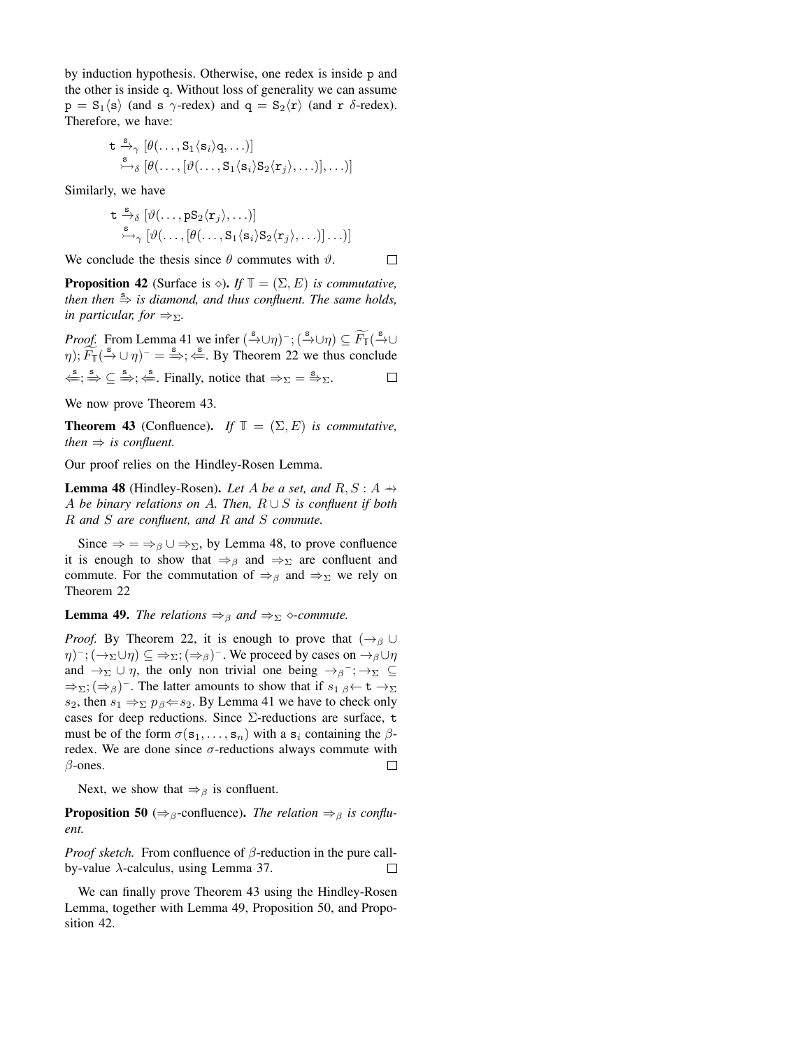by induction hypothesis. Otherwise, one redex is inside $\mathtt{p}$ and the other is inside $\mathtt{q}$. Without loss of generality we can assume $\mathtt{p} = \mathtt{S}_1\langle\mathtt{s}\rangle$ (and $\mathtt{s}$ $\gamma$-redex) and $\mathtt{q} = \mathtt{S}_2\langle\mathtt{r}\rangle$ (and $\mathtt{r}$ $\delta$-redex). Therefore, we have:

$$
\begin{aligned}
\mathtt{t} &\xrightarrow{\mathtt{s}}_{\gamma} [\theta(\ldots, \mathtt{S}_1\langle\mathtt{s}_i\rangle\mathtt{q}, \ldots)] \\
&\overset{\mathtt{s}}{\rightarrowtail}_{\delta} [\theta(\ldots, [\vartheta(\ldots, \mathtt{S}_1\langle\mathtt{s}_i\rangle\mathtt{S}_2\langle\mathtt{r}_j\rangle, \ldots)], \ldots)]
\end{aligned}
$$

Similarly, we have

$$
\begin{aligned}
\mathtt{t} &\xrightarrow{\mathtt{s}}_{\delta} [\vartheta(\ldots, \mathtt{p}\mathtt{S}_2\langle\mathtt{r}_j\rangle, \ldots)] \\
&\overset{\mathtt{s}}{\rightarrowtail}_{\gamma} [\vartheta(\ldots, [\theta(\ldots, \mathtt{S}_1\langle\mathtt{s}_i\rangle\mathtt{S}_2\langle\mathtt{r}_j\rangle, \ldots)] \ldots)]
\end{aligned}
$$

We conclude the thesis since $\theta$ commutes with $\vartheta$. □

**Proposition 42** (Surface is $\diamond$). *If $\mathbb{T} = (\Sigma, E)$ is commutative, then then $\overset{\mathtt{s}}{\Rightarrow}$ is diamond, and thus confluent. The same holds, in particular, for $\Rightarrow_{\Sigma}$.*

*Proof.* From Lemma 41 we infer $(\xrightarrow{\mathtt{s}} \cup \eta)^{-}; (\xrightarrow{\mathtt{s}} \cup \eta) \subseteq \widetilde{F_{\mathbb{T}}}(\xrightarrow{\mathtt{s}} \cup \eta); \widetilde{F_{\mathbb{T}}}(\xrightarrow{\mathtt{s}} \cup \eta)^{-} = \overset{\mathtt{s}}{\Rightarrow}; \overset{\mathtt{s}}{\Leftarrow}$. By Theorem 22 we thus conclude $\overset{\mathtt{s}}{\Leftarrow}; \overset{\mathtt{s}}{\Rightarrow} \subseteq \overset{\mathtt{s}}{\Rightarrow}; \overset{\mathtt{s}}{\Leftarrow}$. Finally, notice that $\Rightarrow_{\Sigma} = \overset{\mathtt{s}}{\Rightarrow}_{\Sigma}$. □

We now prove Theorem 43.

**Theorem 43** (Confluence). *If $\mathbb{T} = (\Sigma, E)$ is commutative, then $\Rightarrow$ is confluent.*

Our proof relies on the Hindley-Rosen Lemma.

**Lemma 48** (Hindley-Rosen). *Let $A$ be a set, and $R, S : A \nrightarrow A$ be binary relations on $A$. Then, $R \cup S$ is confluent if both $R$ and $S$ are confluent, and $R$ and $S$ commute.*

Since $\Rightarrow = \Rightarrow_{\beta} \cup \Rightarrow_{\Sigma}$, by Lemma 48, to prove confluence it is enough to show that $\Rightarrow_{\beta}$ and $\Rightarrow_{\Sigma}$ are confluent and commute. For the commutation of $\Rightarrow_{\beta}$ and $\Rightarrow_{\Sigma}$ we rely on Theorem 22

**Lemma 49.** *The relations $\Rightarrow_{\beta}$ and $\Rightarrow_{\Sigma}$ $\diamond$-commute.*

*Proof.* By Theorem 22, it is enough to prove that $(\rightarrow_{\beta} \cup \eta)^{-}; (\rightarrow_{\Sigma} \cup \eta) \subseteq \Rightarrow_{\Sigma}; (\Rightarrow_{\beta})^{-}$. We proceed by cases on $\rightarrow_{\beta} \cup \eta$ and $\rightarrow_{\Sigma} \cup \eta$, the only non trivial one being $\rightarrow_{\beta}{}^{-}; \rightarrow_{\Sigma} \subseteq \Rightarrow_{\Sigma}; (\Rightarrow_{\beta})^{-}$. The latter amounts to show that if $s_1 \; {}_{\beta}\!\leftarrow \mathtt{t} \rightarrow_{\Sigma} s_2$, then $s_1 \Rightarrow_{\Sigma} p \; {}_{\beta}\!\Leftarrow s_2$. By Lemma 41 we have to check only cases for deep reductions. Since $\Sigma$-reductions are surface, $\mathtt{t}$ must be of the form $\sigma(\mathtt{s}_1, \ldots, \mathtt{s}_n)$ with a $\mathtt{s}_i$ containing the $\beta$-redex. We are done since $\sigma$-reductions always commute with $\beta$-ones. □

Next, we show that $\Rightarrow_{\beta}$ is confluent.

**Proposition 50** ($\Rightarrow_{\beta}$-confluence). *The relation $\Rightarrow_{\beta}$ is confluent.*

*Proof sketch.* From confluence of $\beta$-reduction in the pure call-by-value $\lambda$-calculus, using Lemma 37. □

We can finally prove Theorem 43 using the Hindley-Rosen Lemma, together with Lemma 49, Proposition 50, and Proposition 42.